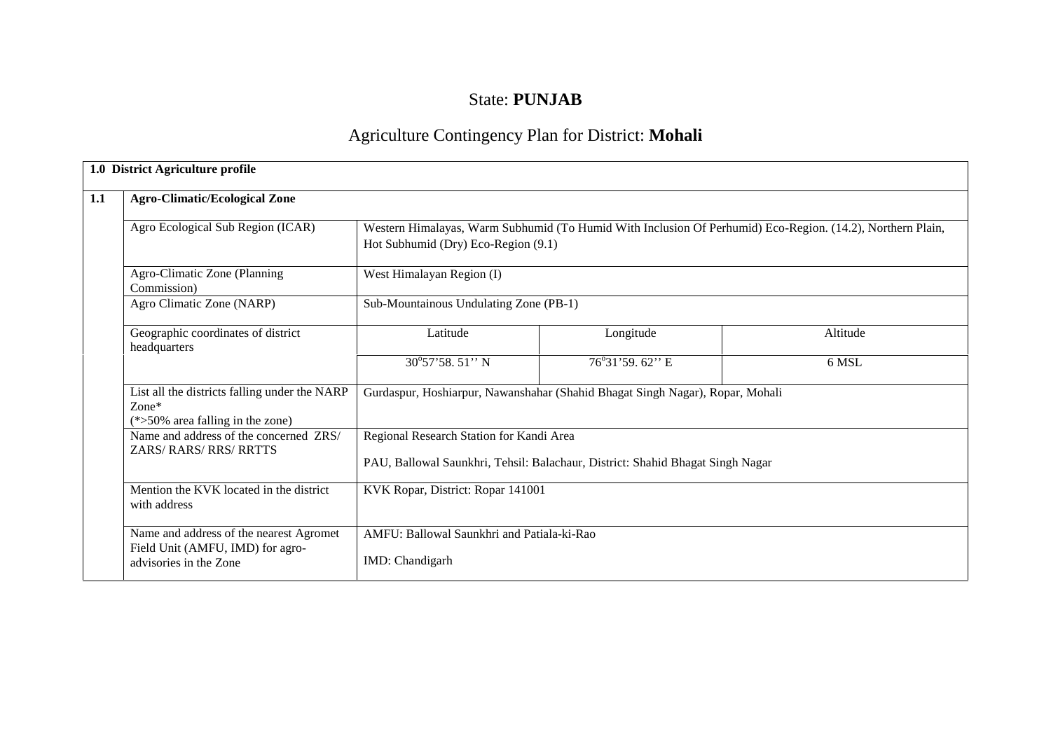State: **PUNJAB**

Agriculture Contingency Plan for District: **Mohali**

| **1.0 District Agriculture profile** | | | | |
|---|---|---|---|---|
| **1.1** | **Agro-Climatic/Ecological Zone** | | | |
| | Agro Ecological Sub Region (ICAR) | Western Himalayas, Warm Subhumid (To Humid With Inclusion Of Perhumid) Eco-Region. (14.2), Northern Plain, Hot Subhumid (Dry) Eco-Region (9.1) | | |
| | Agro-Climatic Zone (Planning Commission) | West Himalayan Region (I) | | |
| | Agro Climatic Zone (NARP) | Sub-Mountainous Undulating Zone (PB-1) | | |
| | Geographic coordinates of district headquarters | Latitude | Longitude | Altitude |
| | | 30°57'58. 51'' N | 76°31'59. 62'' E | 6 MSL |
| | List all the districts falling under the NARP Zone* (*>50% area falling in the zone) | Gurdaspur, Hoshiarpur, Nawanshahar (Shahid Bhagat Singh Nagar), Ropar, Mohali | | |
| | Name and address of the concerned ZRS/ ZARS/ RARS/ RRS/ RRTTS | Regional Research Station for Kandi Area<br><br>PAU, Ballowal Saunkhri, Tehsil: Balachaur, District: Shahid Bhagat Singh Nagar | | |
| | Mention the KVK located in the district with address | KVK Ropar, District: Ropar 141001 | | |
| | Name and address of the nearest Agromet Field Unit (AMFU, IMD) for agro-advisories in the Zone | AMFU: Ballowal Saunkhri and Patiala-ki-Rao<br><br>IMD: Chandigarh | | |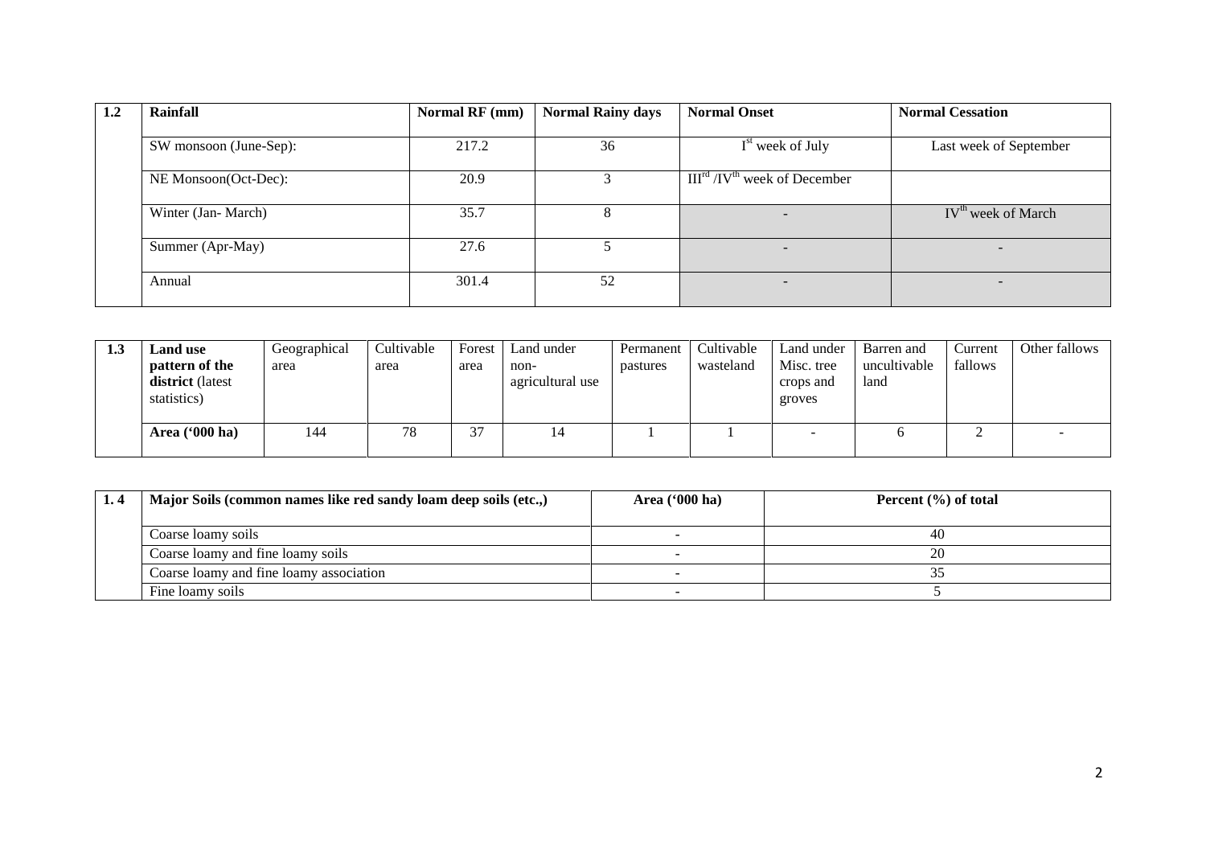| 1.2 | Rainfall | Normal RF (mm) | Normal Rainy days | Normal Onset | Normal Cessation |
|---|---|---|---|---|---|
| | SW monsoon (June-Sep): | 217.2 | 36 | I[st] week of July | Last week of September |
| | NE Monsoon(Oct-Dec): | 20.9 | 3 | III[rd] /IV[th] week of December | |
| | Winter (Jan- March) | 35.7 | 8 | - | IV[th] week of March |
| | Summer (Apr-May) | 27.6 | 5 | - | - |
| | Annual | 301.4 | 52 | - | - |

| 1.3 | Land use pattern of the district (latest statistics) | Geographical area | Cultivable area | Forest area | Land under non-agricultural use | Permanent pastures | Cultivable wasteland | Land under Misc. tree crops and groves | Barren and uncultivable land | Current fallows | Other fallows |
|---|---|---|---|---|---|---|---|---|---|---|---|
| | **Area ('000 ha)** | 144 | 78 | 37 | 14 | 1 | 1 | - | 6 | 2 | - |

| 1. 4 | Major Soils (common names like red sandy loam deep soils (etc.,) | Area ('000 ha) | Percent (%) of total |
|---|---|---|---|
| | Coarse loamy soils | - | 40 |
| | Coarse loamy and fine loamy soils | - | 20 |
| | Coarse loamy and fine loamy association | - | 35 |
| | Fine loamy soils | - | 5 |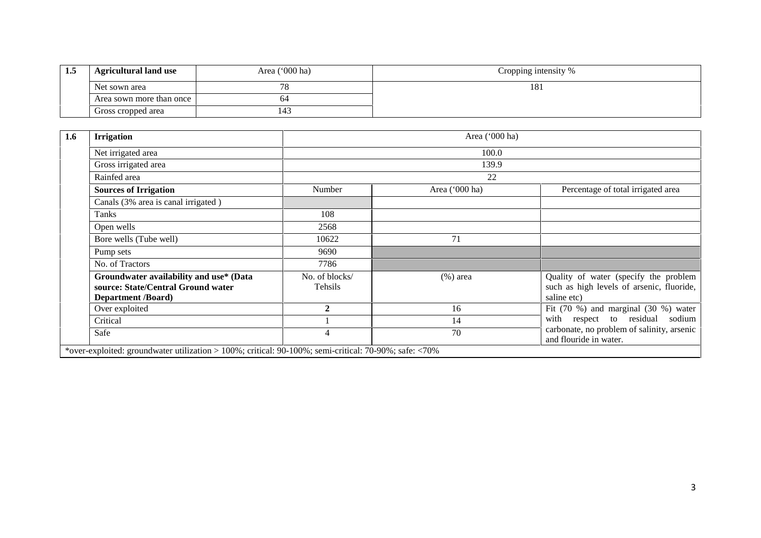| 1.5 | Agricultural land use | Area ('000 ha) | Cropping intensity % |
|---|---|---|---|
| | Net sown area | 78 | 181 |
| | Area sown more than once | 64 | |
| | Gross cropped area | 143 | |

| 1.6 | **Irrigation** | Area ('000 ha) | | |
|---|---|---|---|---|
| | Net irrigated area | 100.0 | | |
| | Gross irrigated area | 139.9 | | |
| | Rainfed area | 22 | | |
| | **Sources of Irrigation** | Number | Area ('000 ha) | Percentage of total irrigated area |
| | Canals (3% area is canal irrigated ) | | | |
| | Tanks | 108 | | |
| | Open wells | 2568 | | |
| | Bore wells (Tube well) | 10622 | 71 | |
| | Pump sets | 9690 | | |
| | No. of Tractors | 7786 | | |
| | **Groundwater availability and use* (Data source: State/Central Ground water Department /Board)** | No. of blocks/ Tehsils | (%) area | Quality of water (specify the problem such as high levels of arsenic, fluoride, saline etc) |
| | Over exploited | **2** | 16 | Fit (70 %) and marginal (30 %) water with respect to residual sodium carbonate, no problem of salinity, arsenic and flouride in water. |
| | Critical | 1 | 14 | |
| | Safe | 4 | 70 | |

*over-exploited: groundwater utilization > 100%; critical: 90-100%; semi-critical: 70-90%; safe: <70%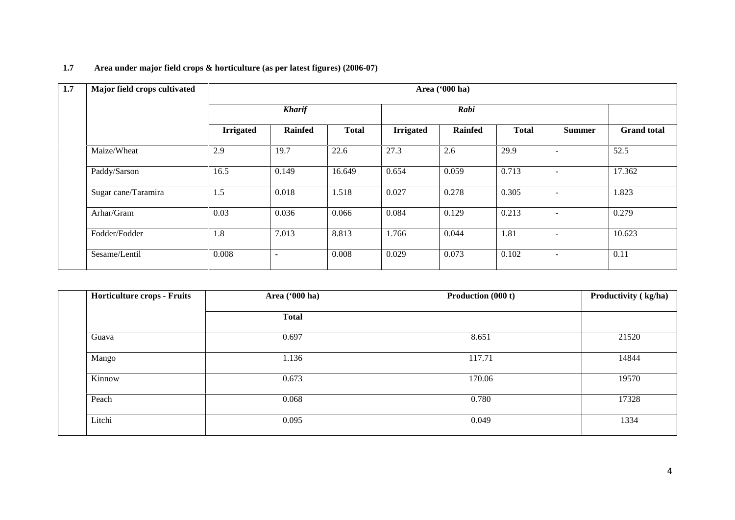**1.7 Area under major field crops & horticulture (as per latest figures) (2006-07)**

| 1.7 | Major field crops cultivated | Area ('000 ha) | | | | | | | |
|---|---|---|---|---|---|---|---|---|---|
| | | ***Kharif*** | | | ***Rabi*** | | | | |
| | | **Irrigated** | **Rainfed** | **Total** | **Irrigated** | **Rainfed** | **Total** | **Summer** | **Grand total** |
| | Maize/Wheat | 2.9 | 19.7 | 22.6 | 27.3 | 2.6 | 29.9 | - | 52.5 |
| | Paddy/Sarson | 16.5 | 0.149 | 16.649 | 0.654 | 0.059 | 0.713 | - | 17.362 |
| | Sugar cane/Taramira | 1.5 | 0.018 | 1.518 | 0.027 | 0.278 | 0.305 | - | 1.823 |
| | Arhar/Gram | 0.03 | 0.036 | 0.066 | 0.084 | 0.129 | 0.213 | - | 0.279 |
| | Fodder/Fodder | 1.8 | 7.013 | 8.813 | 1.766 | 0.044 | 1.81 | - | 10.623 |
| | Sesame/Lentil | 0.008 | - | 0.008 | 0.029 | 0.073 | 0.102 | - | 0.11 |

| | Horticulture crops - Fruits | Area ('000 ha) | Production (000 t) | Productivity ( kg/ha) |
|---|---|---|---|---|
| | | **Total** | | |
| | Guava | 0.697 | 8.651 | 21520 |
| | Mango | 1.136 | 117.71 | 14844 |
| | Kinnow | 0.673 | 170.06 | 19570 |
| | Peach | 0.068 | 0.780 | 17328 |
| | Litchi | 0.095 | 0.049 | 1334 |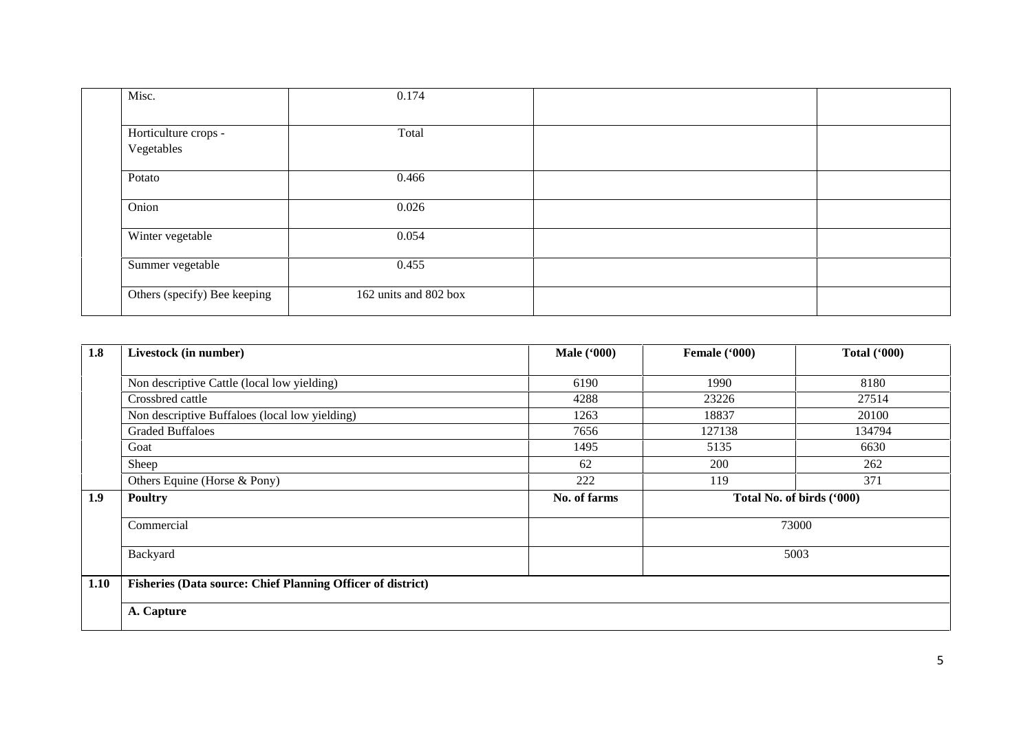|  |  |  |  |  |
|---|---|---|---|---|
|  | Misc. | 0.174 |  |  |
|  | Horticulture crops - Vegetables | Total |  |  |
|  | Potato | 0.466 |  |  |
|  | Onion | 0.026 |  |  |
|  | Winter vegetable | 0.054 |  |  |
|  | Summer vegetable | 0.455 |  |  |
|  | Others (specify) Bee keeping | 162 units and 802 box |  |  |

| **1.8** | **Livestock (in number)** | **Male ('000)** | **Female ('000)** | **Total ('000)** |
|---|---|---|---|---|
|  | Non descriptive Cattle (local low yielding) | 6190 | 1990 | 8180 |
|  | Crossbred cattle | 4288 | 23226 | 27514 |
|  | Non descriptive Buffaloes (local low yielding) | 1263 | 18837 | 20100 |
|  | Graded Buffaloes | 7656 | 127138 | 134794 |
|  | Goat | 1495 | 5135 | 6630 |
|  | Sheep | 62 | 200 | 262 |
|  | Others Equine (Horse & Pony) | 222 | 119 | 371 |
| **1.9** | **Poultry** | **No. of farms** | **Total No. of birds ('000)** |  |
|  | Commercial |  | 73000 |  |
|  | Backyard |  | 5003 |  |
| **1.10** | **Fisheries (Data source: Chief Planning Officer of district)** |  |  |  |
|  | **A. Capture** |  |  |  |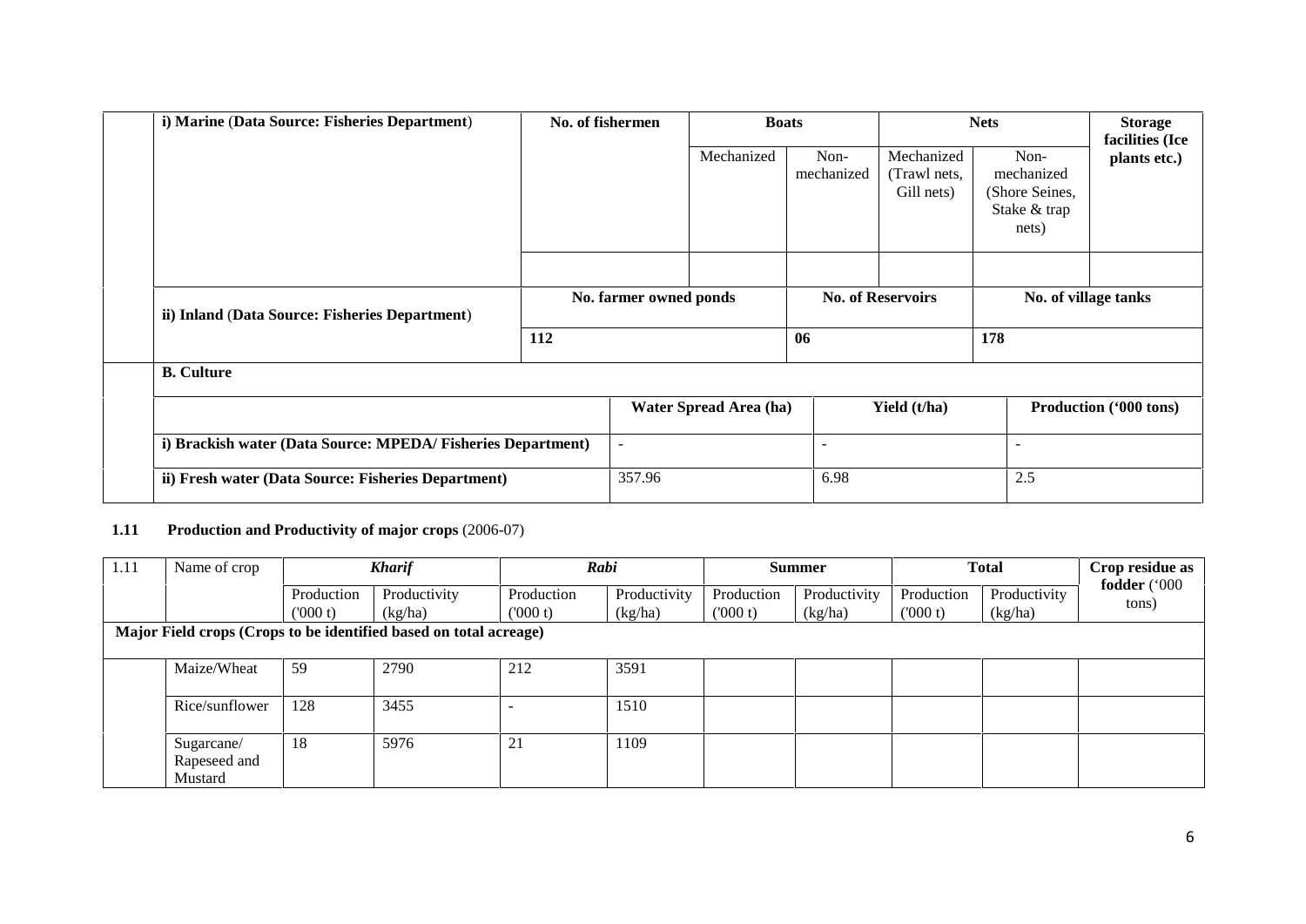| i) Marine (Data Source: Fisheries Department) | No. of fishermen | Boats | | Nets | | Storage facilities (Ice plants etc.) |
|---|---|---|---|---|---|---|
| | | Mechanized | Non-mechanized | Mechanized (Trawl nets, Gill nets) | Non-mechanized (Shore Seines, Stake & trap nets) | |
| | | | | | | |

| ii) Inland (Data Source: Fisheries Department) | No. farmer owned ponds | No. of Reservoirs | No. of village tanks |
|---|---|---|---|
| | 112 | 06 | 178 |

**B. Culture**

| | Water Spread Area (ha) | Yield (t/ha) | Production ('000 tons) |
|---|---|---|---|
| i) Brackish water (Data Source: MPEDA/ Fisheries Department) | - | - | - |
| ii) Fresh water (Data Source: Fisheries Department) | 357.96 | 6.98 | 2.5 |

**1.11 Production and Productivity of major crops** (2006-07)

| 1.11 | Name of crop | *Kharif* | | *Rabi* | | Summer | | Total | | Crop residue as fodder ('000 tons) |
|---|---|---|---|---|---|---|---|---|---|---|
| | | Production ('000 t) | Productivity (kg/ha) | Production ('000 t) | Productivity (kg/ha) | Production ('000 t) | Productivity (kg/ha) | Production ('000 t) | Productivity (kg/ha) | |
| **Major Field crops (Crops to be identified based on total acreage)** | | | | | | | | | | |
| | Maize/Wheat | 59 | 2790 | 212 | 3591 | | | | | |
| | Rice/sunflower | 128 | 3455 | - | 1510 | | | | | |
| | Sugarcane/ Rapeseed and Mustard | 18 | 5976 | 21 | 1109 | | | | | |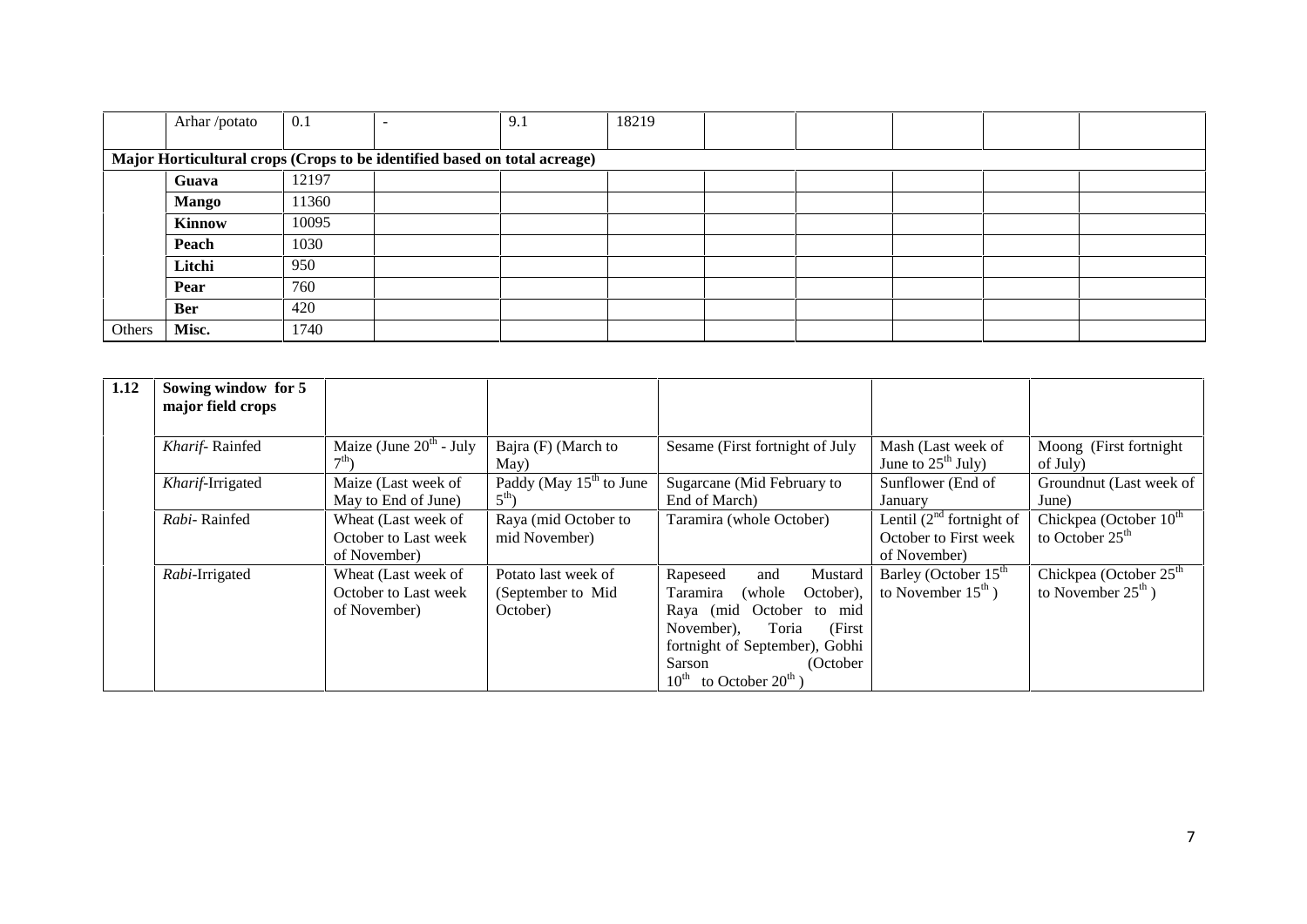|  | Arhar /potato | 0.1 | - | 9.1 | 18219 |  |  |  |  |  |
|---|---|---|---|---|---|---|---|---|---|---|
| **Major Horticultural crops (Crops to be identified based on total acreage)** |  |  |  |  |  |  |  |  |  |  |
|  | **Guava** | 12197 |  |  |  |  |  |  |  |  |
|  | **Mango** | 11360 |  |  |  |  |  |  |  |  |
|  | **Kinnow** | 10095 |  |  |  |  |  |  |  |  |
|  | **Peach** | 1030 |  |  |  |  |  |  |  |  |
|  | **Litchi** | 950 |  |  |  |  |  |  |  |  |
|  | **Pear** | 760 |  |  |  |  |  |  |  |  |
|  | **Ber** | 420 |  |  |  |  |  |  |  |  |
| Others | **Misc.** | 1740 |  |  |  |  |  |  |  |  |

| **1.12** | **Sowing window for 5 major field crops** |  |  |  |  |  |
|---|---|---|---|---|---|---|
|  | *Kharif*- Rainfed | Maize (June 20th - July 7th) | Bajra (F) (March to May) | Sesame (First fortnight of July | Mash (Last week of June to 25th July) | Moong (First fortnight of July) |
|  | *Kharif*-Irrigated | Maize (Last week of May to End of June) | Paddy (May 15th to June 5th) | Sugarcane (Mid February to End of March) | Sunflower (End of January | Groundnut (Last week of June) |
|  | *Rabi*- Rainfed | Wheat (Last week of October to Last week of November) | Raya (mid October to mid November) | Taramira (whole October) | Lentil (2nd fortnight of October to First week of November) | Chickpea (October 10th to October 25th |
|  | *Rabi*-Irrigated | Wheat (Last week of October to Last week of November) | Potato last week of (September to Mid October) | Rapeseed and Mustard Taramira (whole October), Raya (mid October to mid November), Toria (First fortnight of September), Gobhi Sarson (October 10th to October 20th ) | Barley (October 15th to November 15th ) | Chickpea (October 25th to November 25th ) |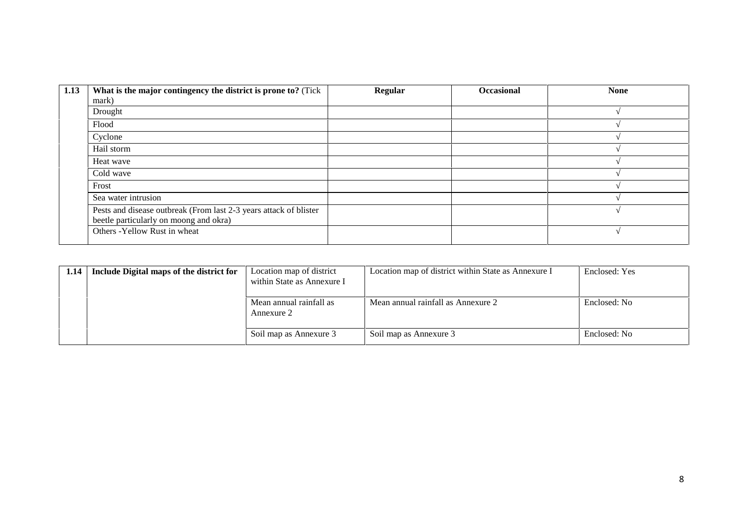| 1.13 | What is the major contingency the district is prone to? (Tick mark) | Regular | Occasional | None |
|---|---|---|---|---|
| | Drought | | | √ |
| | Flood | | | √ |
| | Cyclone | | | √ |
| | Hail storm | | | √ |
| | Heat wave | | | √ |
| | Cold wave | | | √ |
| | Frost | | | √ |
| | Sea water intrusion | | | √ |
| | Pests and disease outbreak (From last 2-3 years attack of blister beetle particularly on moong and okra) | | | √ |
| | Others -Yellow Rust in wheat | | | √ |

| 1.14 | Include Digital maps of the district for | Location map of district within State as Annexure I | Location map of district within State as Annexure I | Enclosed: Yes |
|---|---|---|---|---|
| | | Mean annual rainfall as Annexure 2 | Mean annual rainfall as Annexure 2 | Enclosed: No |
| | | Soil map as Annexure 3 | Soil map as Annexure 3 | Enclosed: No |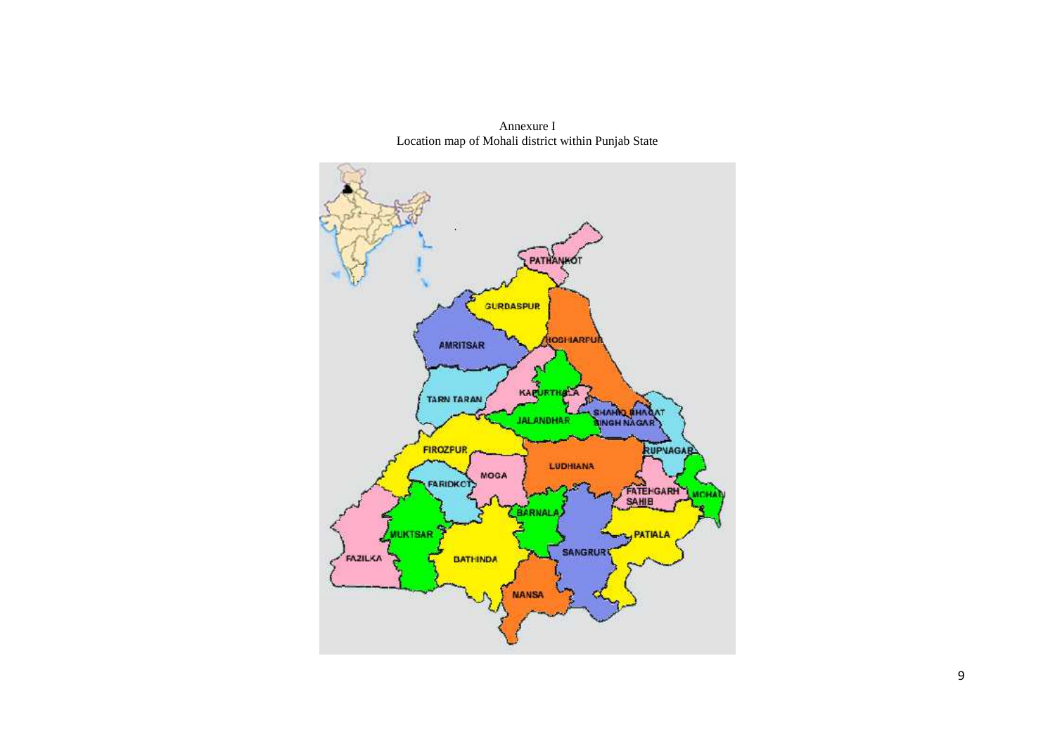Annexure I
Location map of Mohali district within Punjab State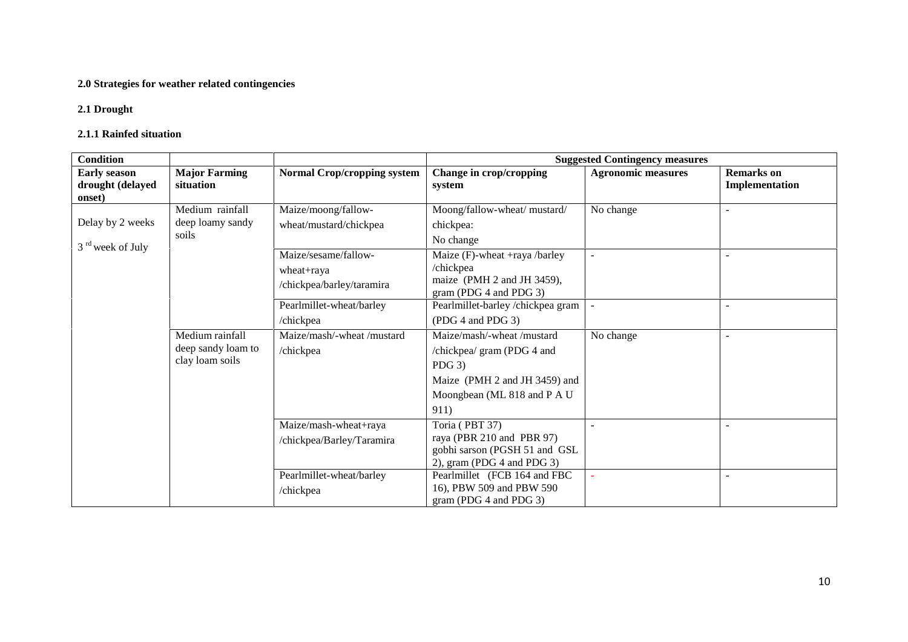**2.0 Strategies for weather related contingencies**

**2.1 Drought**

**2.1.1 Rainfed situation**

| Condition | | | Suggested Contingency measures | | |
|---|---|---|---|---|---|
| **Early season drought (delayed onset)** | **Major Farming situation** | **Normal Crop/cropping system** | **Change in crop/cropping system** | **Agronomic measures** | **Remarks on Implementation** |
| Delay by 2 weeks<br>3 rd week of July | Medium rainfall deep loamy sandy soils | Maize/moong/fallow-wheat/mustard/chickpea | Moong/fallow-wheat/ mustard/ chickpea:<br>No change | No change | - |
| | | Maize/sesame/fallow-wheat+raya /chickpea/barley/taramira | Maize (F)-wheat +raya /barley /chickpea<br>maize (PMH 2 and JH 3459), gram (PDG 4 and PDG 3) | - | - |
| | | Pearlmillet-wheat/barley /chickpea | Pearlmillet-barley /chickpea gram (PDG 4 and PDG 3) | - | - |
| | Medium rainfall deep sandy loam to clay loam soils | Maize/mash/-wheat /mustard /chickpea | Maize/mash/-wheat /mustard /chickpea/ gram (PDG 4 and PDG 3)<br>Maize (PMH 2 and JH 3459) and Moongbean (ML 818 and P A U 911) | No change | - |
| | | Maize/mash-wheat+raya /chickpea/Barley/Taramira | Toria ( PBT 37)<br>raya (PBR 210 and PBR 97)<br>gobhi sarson (PGSH 51 and GSL 2), gram (PDG 4 and PDG 3) | - | - |
| | | Pearlmillet-wheat/barley /chickpea | Pearlmillet (FCB 164 and FBC 16), PBW 509 and PBW 590 gram (PDG 4 and PDG 3) | - | - |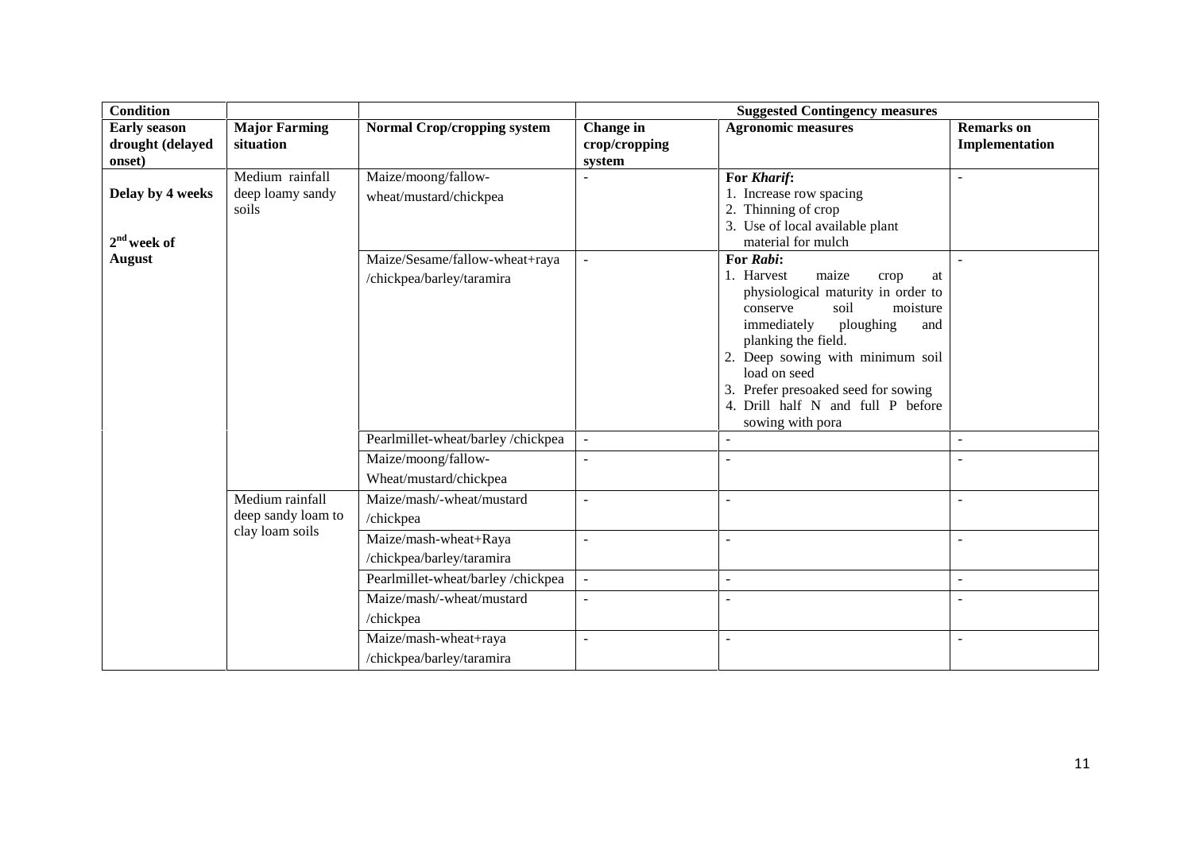| Condition | | | Suggested Contingency measures | | |
|---|---|---|---|---|---|
| **Early season drought (delayed onset)** | **Major Farming situation** | **Normal Crop/cropping system** | **Change in crop/cropping system** | **Agronomic measures** | **Remarks on Implementation** |
| **Delay by 4 weeks** <br> **2nd week of August** | Medium rainfall deep loamy sandy soils | Maize/moong/fallow-wheat/mustard/chickpea | - | **For *Kharif*:** <br> 1. Increase row spacing <br> 2. Thinning of crop <br> 3. Use of local available plant material for mulch | - |
| | | Maize/Sesame/fallow-wheat+raya /chickpea/barley/taramira | - | **For *Rabi*:** <br> 1. Harvest maize crop at physiological maturity in order to conserve soil moisture immediately ploughing and planking the field. <br> 2. Deep sowing with minimum soil load on seed <br> 3. Prefer presoaked seed for sowing <br> 4. Drill half N and full P before sowing with pora | - |
| | | Pearlmillet-wheat/barley /chickpea | - | - | - |
| | | Maize/moong/fallow-Wheat/mustard/chickpea | - | - | - |
| | Medium rainfall deep sandy loam to clay loam soils | Maize/mash/-wheat/mustard /chickpea | - | - | - |
| | | Maize/mash-wheat+Raya /chickpea/barley/taramira | - | - | - |
| | | Pearlmillet-wheat/barley /chickpea | - | - | - |
| | | Maize/mash/-wheat/mustard /chickpea | - | - | - |
| | | Maize/mash-wheat+raya /chickpea/barley/taramira | - | - | - |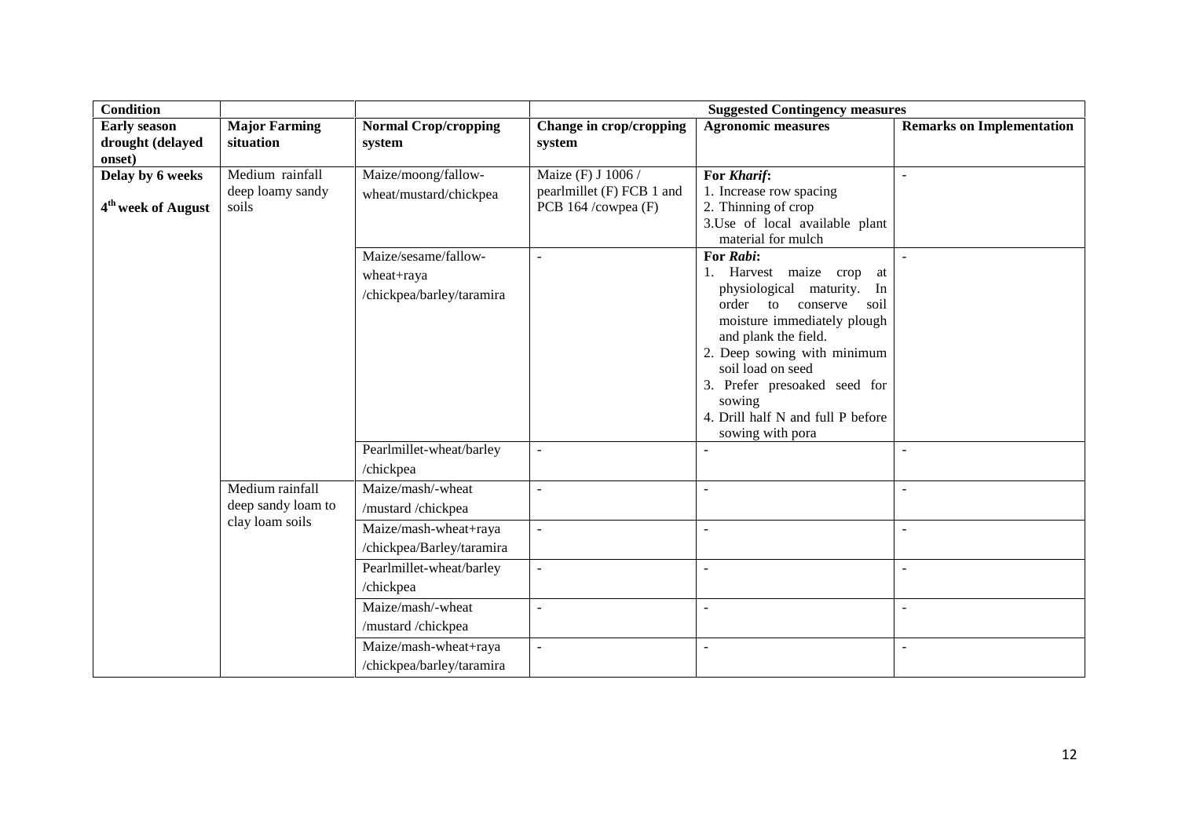| Condition | | | Suggested Contingency measures | | |
|---|---|---|---|---|---|
| **Early season drought (delayed onset)** | **Major Farming situation** | **Normal Crop/cropping system** | **Change in crop/cropping system** | **Agronomic measures** | **Remarks on Implementation** |
| **Delay by 6 weeks** <br> **4th week of August** | Medium rainfall deep loamy sandy soils | Maize/moong/fallow-wheat/mustard/chickpea | Maize (F) J 1006 / pearlmillet (F) FCB 1 and PCB 164 /cowpea (F) | **For *Kharif*:** <br> 1. Increase row spacing <br> 2. Thinning of crop <br> 3.Use of local available plant material for mulch | - |
| | | Maize/sesame/fallow-wheat+raya /chickpea/barley/taramira | - | **For *Rabi*:** <br> 1. Harvest maize crop at physiological maturity. In order to conserve soil moisture immediately plough and plank the field. <br> 2. Deep sowing with minimum soil load on seed <br> 3. Prefer presoaked seed for sowing <br> 4. Drill half N and full P before sowing with pora | - |
| | | Pearlmillet-wheat/barley /chickpea | - | - | - |
| | Medium rainfall deep sandy loam to clay loam soils | Maize/mash/-wheat /mustard /chickpea | - | - | - |
| | | Maize/mash-wheat+raya /chickpea/Barley/taramira | - | - | - |
| | | Pearlmillet-wheat/barley /chickpea | - | - | - |
| | | Maize/mash/-wheat /mustard /chickpea | - | - | - |
| | | Maize/mash-wheat+raya /chickpea/barley/taramira | - | - | - |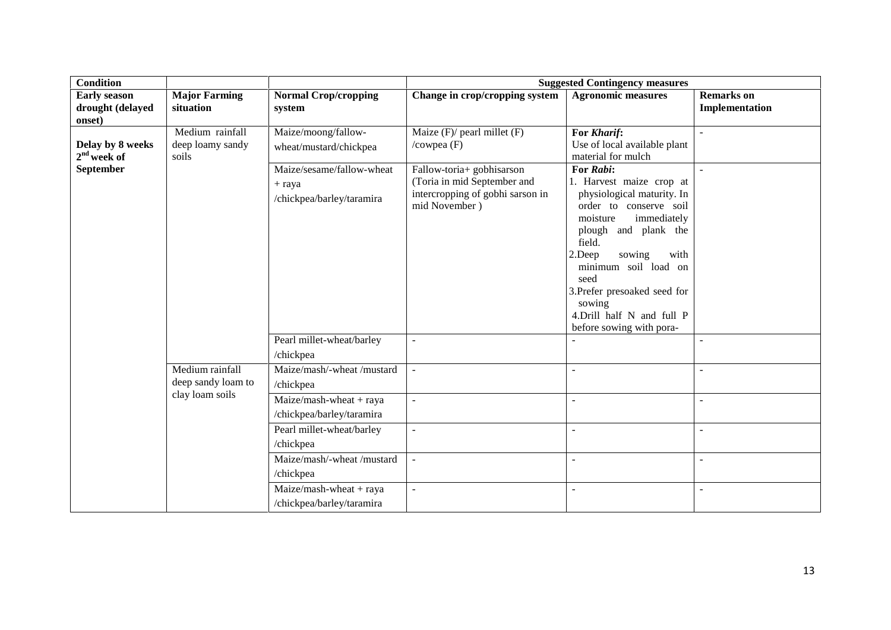| Condition | | | Suggested Contingency measures | | |
|---|---|---|---|---|---|
| **Early season drought (delayed onset)** | **Major Farming situation** | **Normal Crop/cropping system** | **Change in crop/cropping system** | **Agronomic measures** | **Remarks on Implementation** |
| **Delay by 8 weeks 2[nd] week of September** | Medium rainfall deep loamy sandy soils | Maize/moong/fallow-wheat/mustard/chickpea | Maize (F)/ pearl millet (F) /cowpea (F) | **For *Kharif*:** Use of local available plant material for mulch | - |
| | | Maize/sesame/fallow-wheat + raya /chickpea/barley/taramira | Fallow-toria+ gobhisarson (Toria in mid September and intercropping of gobhi sarson in mid November ) | **For *Rabi*:** 1. Harvest maize crop at physiological maturity. In order to conserve soil moisture immediately plough and plank the field. 2.Deep sowing with minimum soil load on seed 3.Prefer presoaked seed for sowing 4.Drill half N and full P before sowing with pora- | - |
| | | Pearl millet-wheat/barley /chickpea | - | - | - |
| | Medium rainfall deep sandy loam to clay loam soils | Maize/mash/-wheat /mustard /chickpea | - | - | - |
| | | Maize/mash-wheat + raya /chickpea/barley/taramira | - | - | - |
| | | Pearl millet-wheat/barley /chickpea | - | - | - |
| | | Maize/mash/-wheat /mustard /chickpea | - | - | - |
| | | Maize/mash-wheat + raya /chickpea/barley/taramira | - | - | - |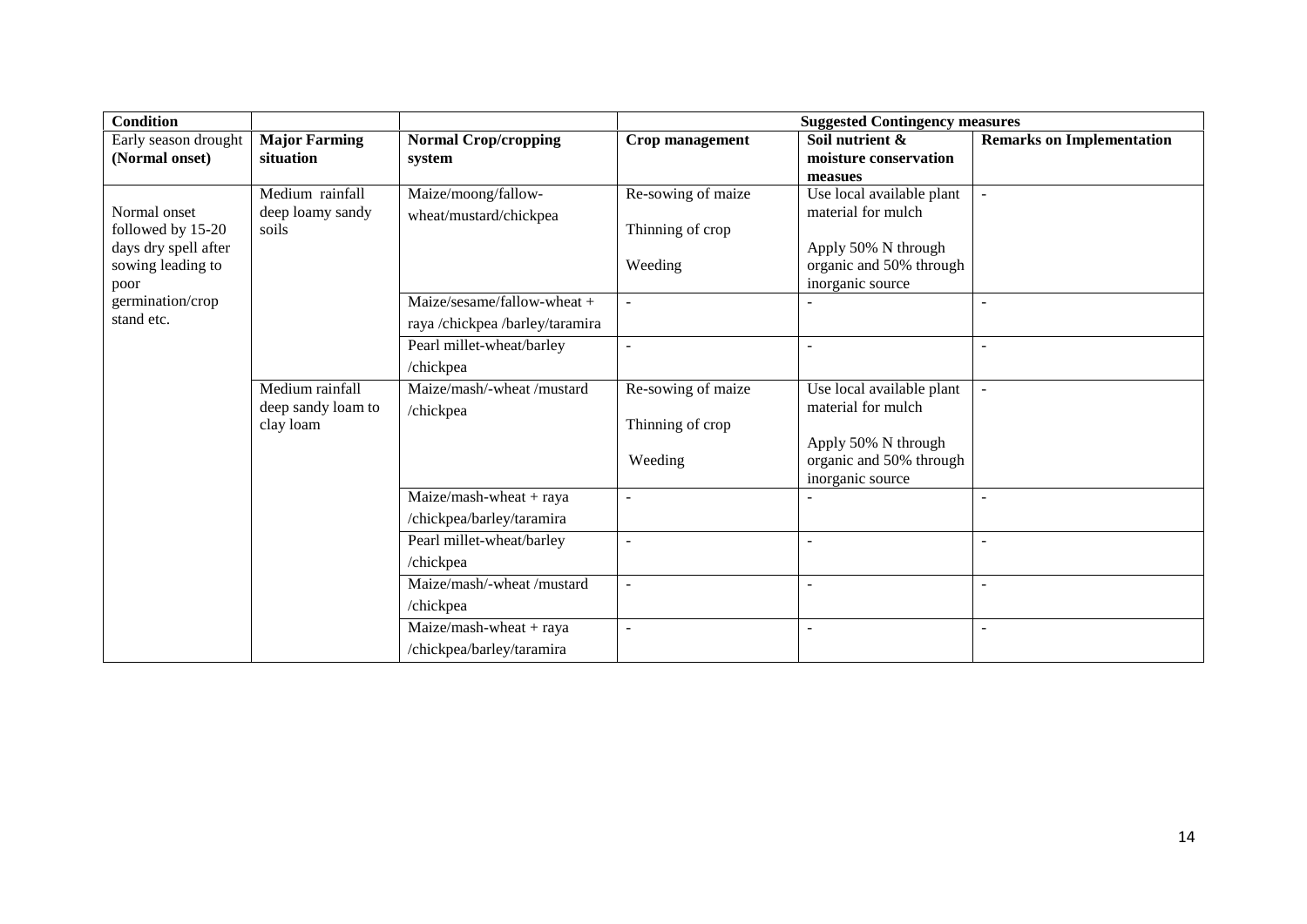| Condition | | | Suggested Contingency measures | | |
|---|---|---|---|---|---|
| Early season drought (Normal onset) | **Major Farming situation** | **Normal Crop/cropping system** | **Crop management** | **Soil nutrient & moisture conservation measues** | **Remarks on Implementation** |
| Normal onset followed by 15-20 days dry spell after sowing leading to poor germination/crop stand etc. | Medium rainfall deep loamy sandy soils | Maize/moong/fallow-wheat/mustard/chickpea | Re-sowing of maize<br><br>Thinning of crop<br><br>Weeding | Use local available plant material for mulch<br><br>Apply 50% N through organic and 50% through inorganic source | - |
| | | Maize/sesame/fallow-wheat + raya /chickpea /barley/taramira | - | - | - |
| | | Pearl millet-wheat/barley /chickpea | - | - | - |
| | Medium rainfall deep sandy loam to clay loam | Maize/mash/-wheat /mustard /chickpea | Re-sowing of maize<br><br>Thinning of crop<br><br>Weeding | Use local available plant material for mulch<br><br>Apply 50% N through organic and 50% through inorganic source | - |
| | | Maize/mash-wheat + raya /chickpea/barley/taramira | - | - | - |
| | | Pearl millet-wheat/barley /chickpea | - | - | - |
| | | Maize/mash/-wheat /mustard /chickpea | - | - | - |
| | | Maize/mash-wheat + raya /chickpea/barley/taramira | - | - | - |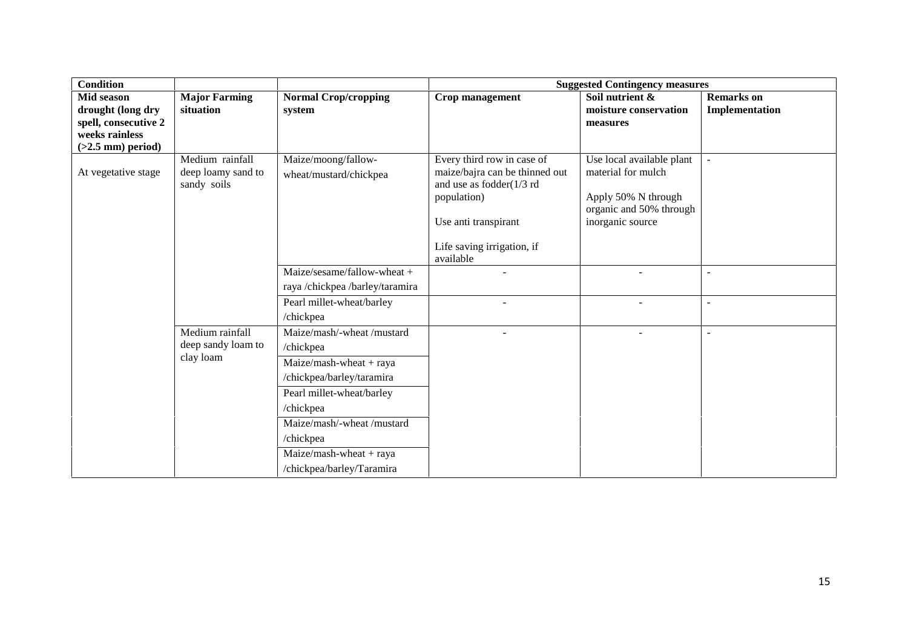| Condition | | | Suggested Contingency measures | | |
|---|---|---|---|---|---|
| **Mid season drought (long dry spell, consecutive 2 weeks rainless (>2.5 mm) period)** | **Major Farming situation** | **Normal Crop/cropping system** | **Crop management** | **Soil nutrient & moisture conservation measures** | **Remarks on Implementation** |
| At vegetative stage | Medium rainfall deep loamy sand to sandy soils | Maize/moong/fallow-wheat/mustard/chickpea | Every third row in case of maize/bajra can be thinned out and use as fodder(1/3 rd population)<br><br>Use anti transpirant<br><br>Life saving irrigation, if available | Use local available plant material for mulch<br><br>Apply 50% N through organic and 50% through inorganic source | - |
| | | Maize/sesame/fallow-wheat + raya /chickpea /barley/taramira | - | - | - |
| | | Pearl millet-wheat/barley /chickpea | - | - | - |
| | Medium rainfall deep sandy loam to clay loam | Maize/mash/-wheat /mustard /chickpea | - | - | - |
| | | Maize/mash-wheat + raya /chickpea/barley/taramira | | | |
| | | Pearl millet-wheat/barley /chickpea | | | |
| | | Maize/mash/-wheat /mustard /chickpea | | | |
| | | Maize/mash-wheat + raya /chickpea/barley/Taramira | | | |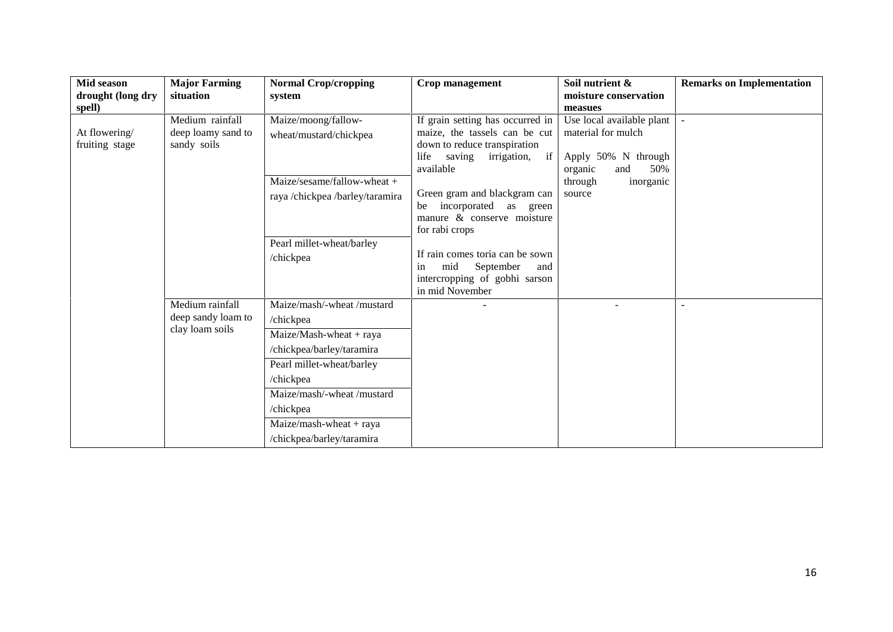| Mid season drought (long dry spell) | Major Farming situation | Normal Crop/cropping system | Crop management | Soil nutrient & moisture conservation measues | Remarks on Implementation |
|---|---|---|---|---|---|
| At flowering/ fruiting stage | Medium rainfall deep loamy sand to sandy soils | Maize/moong/fallow-wheat/mustard/chickpea | If grain setting has occurred in maize, the tassels can be cut down to reduce transpiration life saving irrigation, if available | Use local available plant material for mulch | - |
| | | Maize/sesame/fallow-wheat + raya /chickpea /barley/taramira | Green gram and blackgram can be incorporated as green manure & conserve moisture for rabi crops | Apply 50% N through organic and 50% through inorganic source | |
| | | Pearl millet-wheat/barley /chickpea | If rain comes toria can be sown in mid September and intercropping of gobhi sarson in mid November | | |
| | Medium rainfall deep sandy loam to clay loam soils | Maize/mash/-wheat /mustard /chickpea | - | - | - |
| | | Maize/Mash-wheat + raya /chickpea/barley/taramira | | | |
| | | Pearl millet-wheat/barley /chickpea | | | |
| | | Maize/mash/-wheat /mustard /chickpea | | | |
| | | Maize/mash-wheat + raya /chickpea/barley/taramira | | | |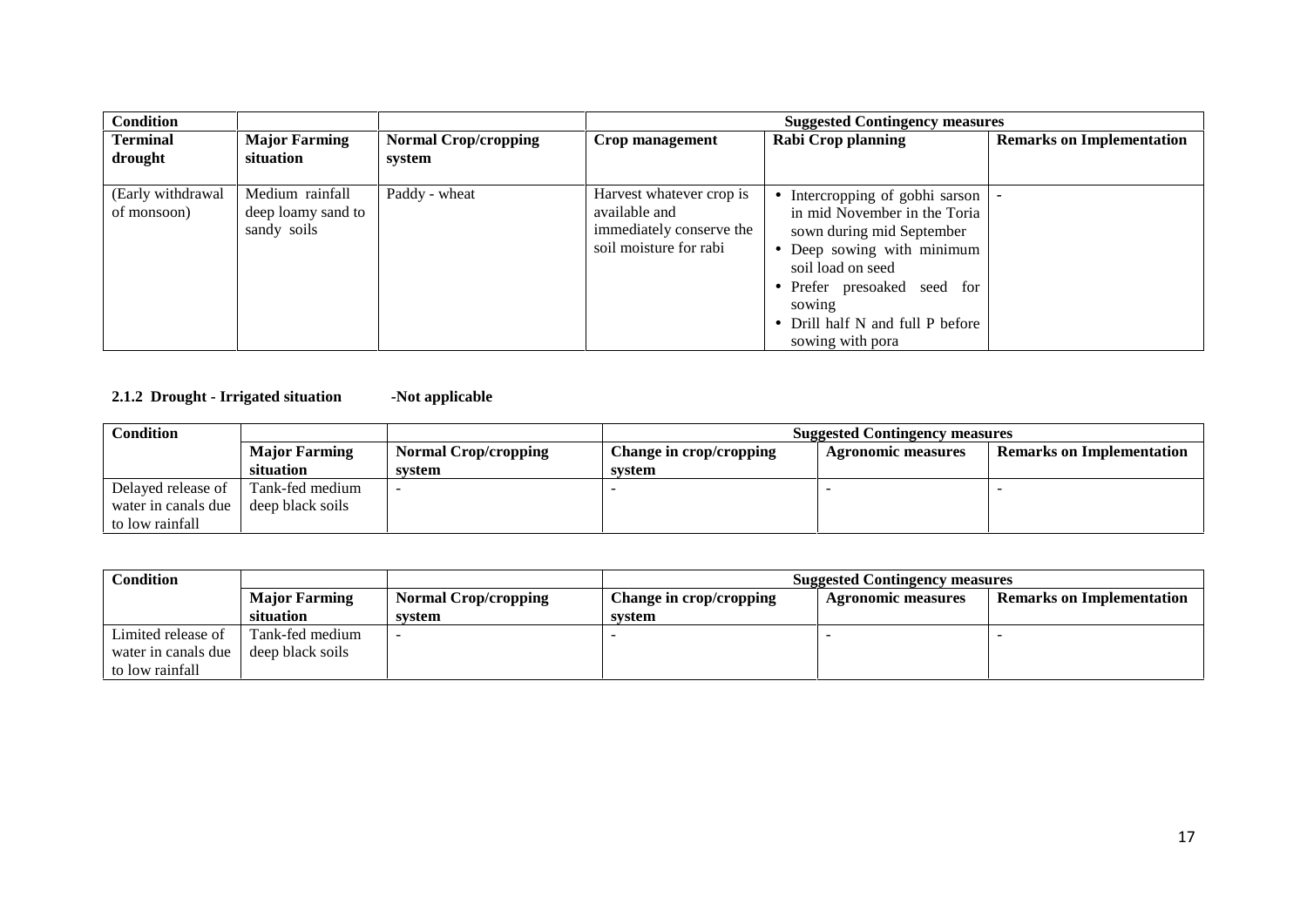| Condition | | | Suggested Contingency measures | | |
|---|---|---|---|---|---|
| **Terminal drought** | **Major Farming situation** | **Normal Crop/cropping system** | **Crop management** | **Rabi Crop planning** | **Remarks on Implementation** |
| (Early withdrawal of monsoon) | Medium rainfall deep loamy sand to sandy soils | Paddy - wheat | Harvest whatever crop is available and immediately conserve the soil moisture for rabi | • Intercropping of gobhi sarson in mid November in the Toria sown during mid September<br>• Deep sowing with minimum soil load on seed<br>• Prefer presoaked seed for sowing<br>• Drill half N and full P before sowing with pora | - |

**2.1.2 Drought - Irrigated situation -Not applicable**

| Condition | | | Suggested Contingency measures | | |
|---|---|---|---|---|---|
| | **Major Farming situation** | **Normal Crop/cropping system** | **Change in crop/cropping system** | **Agronomic measures** | **Remarks on Implementation** |
| Delayed release of water in canals due to low rainfall | Tank-fed medium deep black soils | - | - | - | - |

| Condition | | | Suggested Contingency measures | | |
|---|---|---|---|---|---|
| | **Major Farming situation** | **Normal Crop/cropping system** | **Change in crop/cropping system** | **Agronomic measures** | **Remarks on Implementation** |
| Limited release of water in canals due to low rainfall | Tank-fed medium deep black soils | - | - | - | - |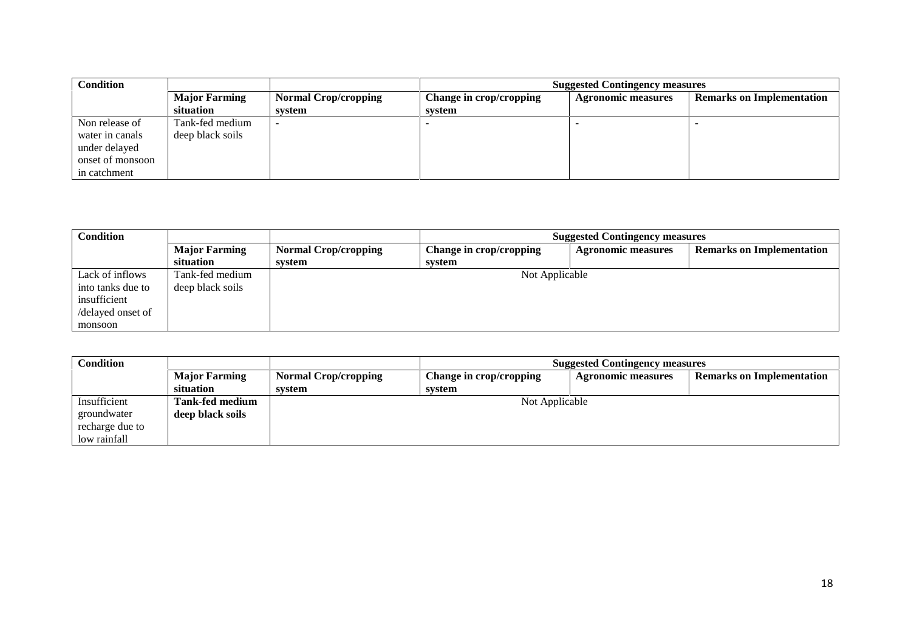| Condition | | | Suggested Contingency measures | | |
|---|---|---|---|---|---|
| | **Major Farming situation** | **Normal Crop/cropping system** | **Change in crop/cropping system** | **Agronomic measures** | **Remarks on Implementation** |
| Non release of water in canals under delayed onset of monsoon in catchment | Tank-fed medium deep black soils | - | - | - | - |

| Condition | | | Suggested Contingency measures | | |
|---|---|---|---|---|---|
| | **Major Farming situation** | **Normal Crop/cropping system** | **Change in crop/cropping system** | **Agronomic measures** | **Remarks on Implementation** |
| Lack of inflows into tanks due to insufficient /delayed onset of monsoon | Tank-fed medium deep black soils | Not Applicable | | | |

| Condition | | | Suggested Contingency measures | | |
|---|---|---|---|---|---|
| | **Major Farming situation** | **Normal Crop/cropping system** | **Change in crop/cropping system** | **Agronomic measures** | **Remarks on Implementation** |
| Insufficient groundwater recharge due to low rainfall | **Tank-fed medium deep black soils** | Not Applicable | | | |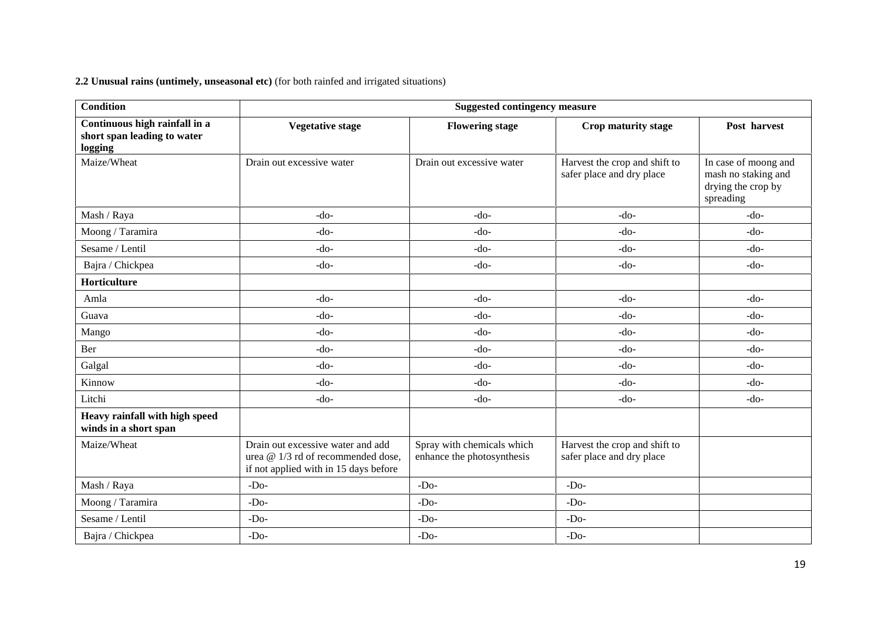**2.2 Unusual rains (untimely, unseasonal etc)** (for both rainfed and irrigated situations)

| Condition | Suggested contingency measure | | | |
|---|---|---|---|---|
| **Continuous high rainfall in a short span leading to water logging** | **Vegetative stage** | **Flowering stage** | **Crop maturity stage** | **Post harvest** |
| Maize/Wheat | Drain out excessive water | Drain out excessive water | Harvest the crop and shift to safer place and dry place | In case of moong and mash no staking and drying the crop by spreading |
| Mash / Raya | -do- | -do- | -do- | -do- |
| Moong / Taramira | -do- | -do- | -do- | -do- |
| Sesame / Lentil | -do- | -do- | -do- | -do- |
| Bajra / Chickpea | -do- | -do- | -do- | -do- |
| **Horticulture** | | | | |
| Amla | -do- | -do- | -do- | -do- |
| Guava | -do- | -do- | -do- | -do- |
| Mango | -do- | -do- | -do- | -do- |
| Ber | -do- | -do- | -do- | -do- |
| Galgal | -do- | -do- | -do- | -do- |
| Kinnow | -do- | -do- | -do- | -do- |
| Litchi | -do- | -do- | -do- | -do- |
| **Heavy rainfall with high speed winds in a short span** | | | | |
| Maize/Wheat | Drain out excessive water and add urea @ 1/3 rd of recommended dose, if not applied with in 15 days before | Spray with chemicals which enhance the photosynthesis | Harvest the crop and shift to safer place and dry place | |
| Mash / Raya | -Do- | -Do- | -Do- | |
| Moong / Taramira | -Do- | -Do- | -Do- | |
| Sesame / Lentil | -Do- | -Do- | -Do- | |
| Bajra / Chickpea | -Do- | -Do- | -Do- | |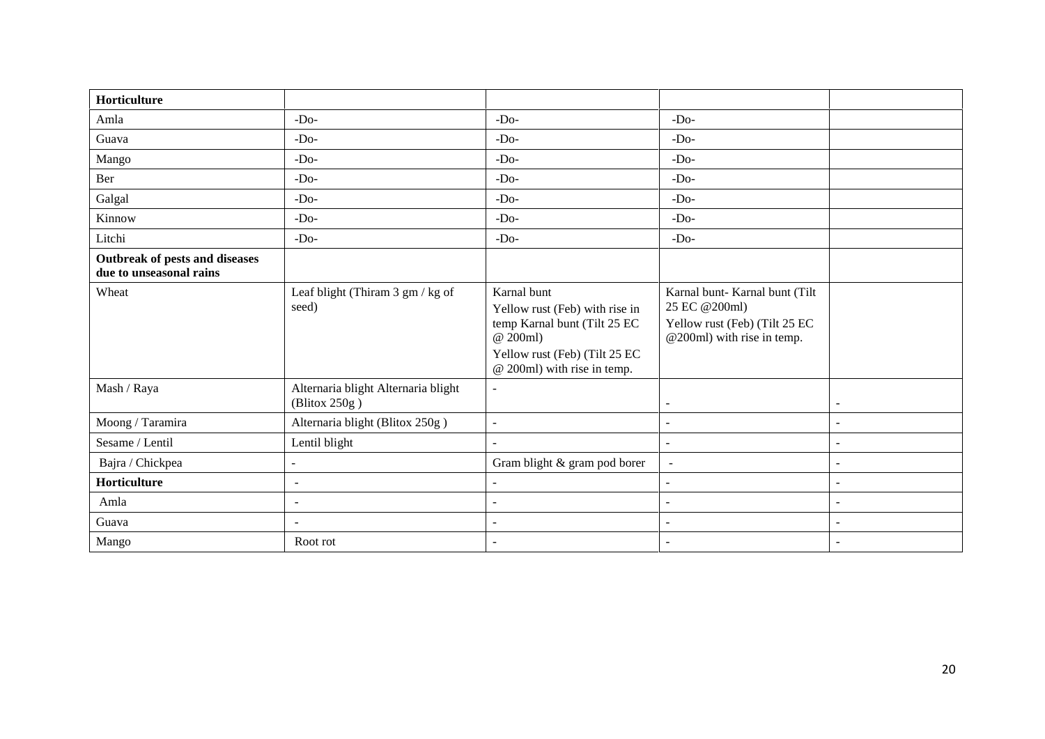| **Horticulture** | | | | |
|---|---|---|---|---|
| Amla | -Do- | -Do- | -Do- | |
| Guava | -Do- | -Do- | -Do- | |
| Mango | -Do- | -Do- | -Do- | |
| Ber | -Do- | -Do- | -Do- | |
| Galgal | -Do- | -Do- | -Do- | |
| Kinnow | -Do- | -Do- | -Do- | |
| Litchi | -Do- | -Do- | -Do- | |
| **Outbreak of pests and diseases due to unseasonal rains** | | | | |
| Wheat | Leaf blight (Thiram 3 gm / kg of seed) | Karnal bunt<br>Yellow rust (Feb) with rise in temp Karnal bunt (Tilt 25 EC @ 200ml)<br>Yellow rust (Feb) (Tilt 25 EC @ 200ml) with rise in temp. | Karnal bunt- Karnal bunt (Tilt 25 EC @200ml)<br>Yellow rust (Feb) (Tilt 25 EC @200ml) with rise in temp. | |
| Mash / Raya | Alternaria blight Alternaria blight (Blitox 250g ) | - | - | - |
| Moong / Taramira | Alternaria blight (Blitox 250g ) | - | - | - |
| Sesame / Lentil | Lentil blight | - | - | - |
| Bajra / Chickpea | - | Gram blight & gram pod borer | - | - |
| **Horticulture** | - | - | - | - |
| Amla | - | - | - | - |
| Guava | - | - | - | - |
| Mango | Root rot | - | - | - |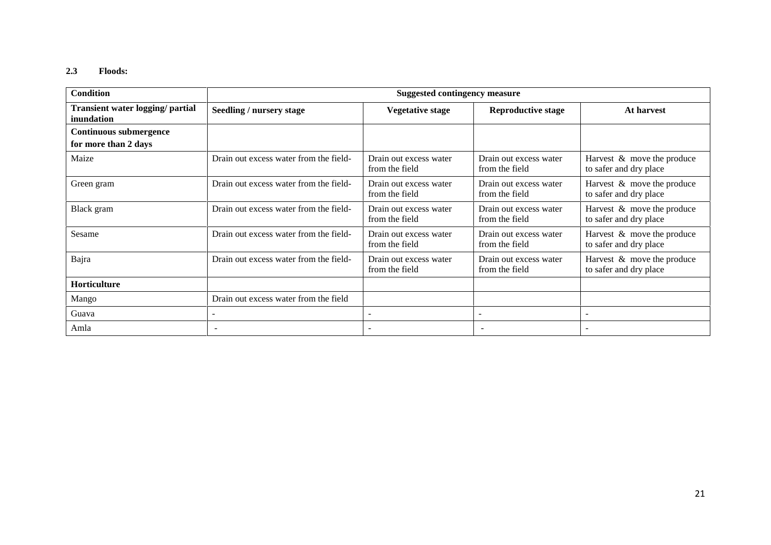### 2.3 Floods:

| Condition | Suggested contingency measure | | | |
|---|---|---|---|---|
| **Transient water logging/ partial inundation** | **Seedling / nursery stage** | **Vegetative stage** | **Reproductive stage** | **At harvest** |
| **Continuous submergence for more than 2 days** | | | | |
| Maize | Drain out excess water from the field- | Drain out excess water from the field | Drain out excess water from the field | Harvest & move the produce to safer and dry place |
| Green gram | Drain out excess water from the field- | Drain out excess water from the field | Drain out excess water from the field | Harvest & move the produce to safer and dry place |
| Black gram | Drain out excess water from the field- | Drain out excess water from the field | Drain out excess water from the field | Harvest & move the produce to safer and dry place |
| Sesame | Drain out excess water from the field- | Drain out excess water from the field | Drain out excess water from the field | Harvest & move the produce to safer and dry place |
| Bajra | Drain out excess water from the field- | Drain out excess water from the field | Drain out excess water from the field | Harvest & move the produce to safer and dry place |
| **Horticulture** | | | | |
| Mango | Drain out excess water from the field | | | |
| Guava | - | - | - | - |
| Amla | - | - | - | - |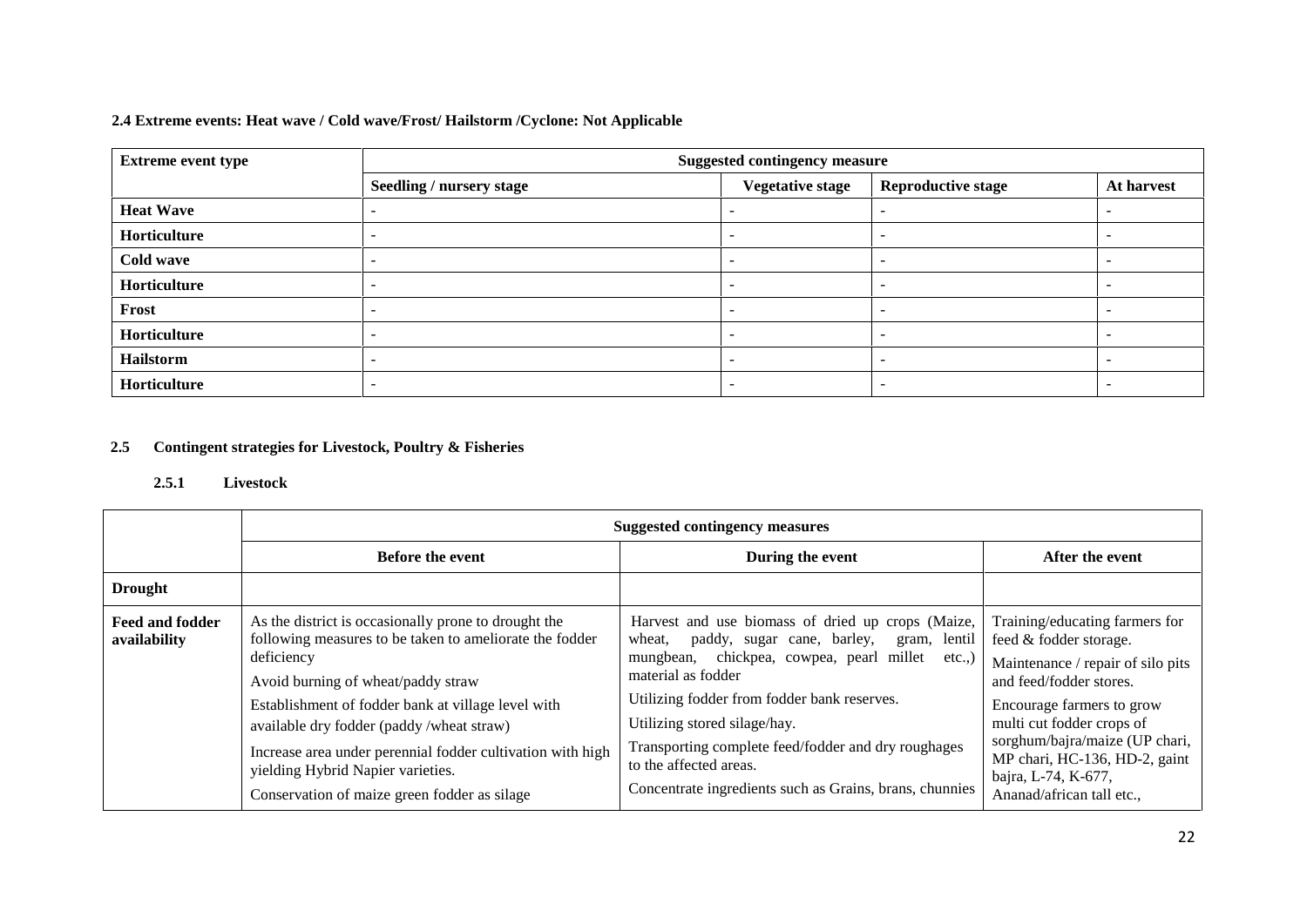**2.4 Extreme events: Heat wave / Cold wave/Frost/ Hailstorm /Cyclone: Not Applicable**

| Extreme event type | Suggested contingency measure | | | |
|---|---|---|---|---|
| | Seedling / nursery stage | Vegetative stage | Reproductive stage | At harvest |
| **Heat Wave** | - | - | - | - |
| **Horticulture** | - | - | - | - |
| **Cold wave** | - | - | - | - |
| **Horticulture** | - | - | - | - |
| **Frost** | - | - | - | - |
| **Horticulture** | - | - | - | - |
| **Hailstorm** | - | - | - | - |
| **Horticulture** | - | - | - | - |

**2.5 Contingent strategies for Livestock, Poultry & Fisheries**

**2.5.1 Livestock**

| | Suggested contingency measures | | |
|---|---|---|---|
| | **Before the event** | **During the event** | **After the event** |
| **Drought** | | | |
| **Feed and fodder availability** | As the district is occasionally prone to drought the following measures to be taken to ameliorate the fodder deficiency<br>Avoid burning of wheat/paddy straw<br>Establishment of fodder bank at village level with available dry fodder (paddy /wheat straw)<br>Increase area under perennial fodder cultivation with high yielding Hybrid Napier varieties.<br>Conservation of maize green fodder as silage | Harvest and use biomass of dried up crops (Maize, wheat, paddy, sugar cane, barley, gram, lentil mungbean, chickpea, cowpea, pearl millet etc.,) material as fodder<br>Utilizing fodder from fodder bank reserves.<br>Utilizing stored silage/hay.<br>Transporting complete feed/fodder and dry roughages to the affected areas.<br>Concentrate ingredients such as Grains, brans, chunnies | Training/educating farmers for feed & fodder storage.<br>Maintenance / repair of silo pits and feed/fodder stores.<br>Encourage farmers to grow multi cut fodder crops of sorghum/bajra/maize (UP chari, MP chari, HC-136, HD-2, gaint bajra, L-74, K-677, Ananad/african tall etc., |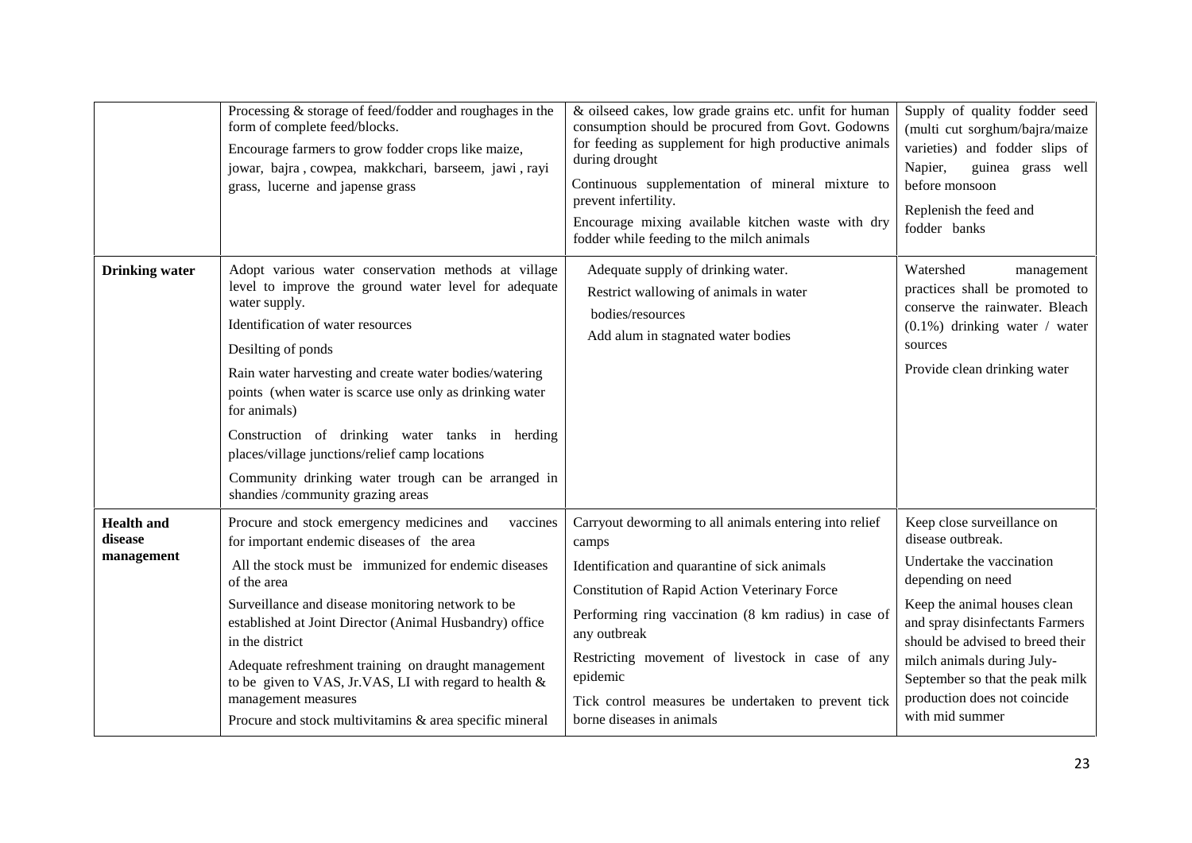| | | | |
|---|---|---|---|
| | Processing & storage of feed/fodder and roughages in the form of complete feed/blocks.<br>Encourage farmers to grow fodder crops like maize, jowar, bajra , cowpea, makkchari, barseem, jawi , rayi grass, lucerne and japense grass | & oilseed cakes, low grade grains etc. unfit for human consumption should be procured from Govt. Godowns for feeding as supplement for high productive animals during drought<br>Continuous supplementation of mineral mixture to prevent infertility.<br>Encourage mixing available kitchen waste with dry fodder while feeding to the milch animals | Supply of quality fodder seed (multi cut sorghum/bajra/maize varieties) and fodder slips of Napier, guinea grass well before monsoon<br>Replenish the feed and fodder banks |
| **Drinking water** | Adopt various water conservation methods at village level to improve the ground water level for adequate water supply.<br>Identification of water resources<br>Desilting of ponds<br>Rain water harvesting and create water bodies/watering points (when water is scarce use only as drinking water for animals)<br>Construction of drinking water tanks in herding places/village junctions/relief camp locations<br>Community drinking water trough can be arranged in shandies /community grazing areas | Adequate supply of drinking water.<br>Restrict wallowing of animals in water bodies/resources<br>Add alum in stagnated water bodies | Watershed management practices shall be promoted to conserve the rainwater. Bleach (0.1%) drinking water / water sources<br>Provide clean drinking water |
| **Health and disease management** | Procure and stock emergency medicines and vaccines for important endemic diseases of the area<br>All the stock must be immunized for endemic diseases of the area<br>Surveillance and disease monitoring network to be established at Joint Director (Animal Husbandry) office in the district<br>Adequate refreshment training on draught management to be given to VAS, Jr.VAS, LI with regard to health & management measures<br>Procure and stock multivitamins & area specific mineral | Carryout deworming to all animals entering into relief camps<br>Identification and quarantine of sick animals<br>Constitution of Rapid Action Veterinary Force<br>Performing ring vaccination (8 km radius) in case of any outbreak<br>Restricting movement of livestock in case of any epidemic<br>Tick control measures be undertaken to prevent tick borne diseases in animals | Keep close surveillance on disease outbreak.<br>Undertake the vaccination depending on need<br>Keep the animal houses clean and spray disinfectants Farmers should be advised to breed their milch animals during July-September so that the peak milk production does not coincide with mid summer |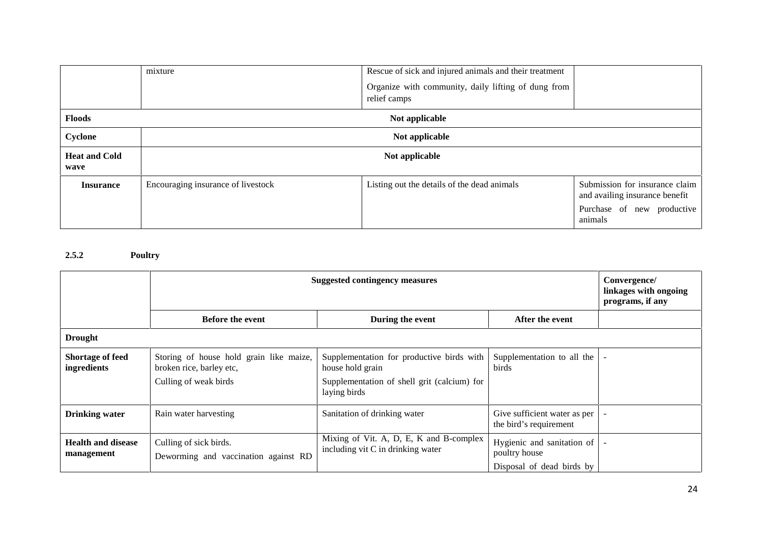| | | | |
|---|---|---|---|
| | mixture | Rescue of sick and injured animals and their treatment<br>Organize with community, daily lifting of dung from relief camps | |
| **Floods** | **Not applicable** | | |
| **Cyclone** | **Not applicable** | | |
| **Heat and Cold wave** | **Not applicable** | | |
| **Insurance** | Encouraging insurance of livestock | Listing out the details of the dead animals | Submission for insurance claim and availing insurance benefit<br>Purchase of new productive animals |

### 2.5.2 Poultry

| | Suggested contingency measures | | | Convergence/ linkages with ongoing programs, if any |
|---|---|---|---|---|
| | **Before the event** | **During the event** | **After the event** | |
| **Drought** | | | | |
| **Shortage of feed ingredients** | Storing of house hold grain like maize, broken rice, barley etc,<br>Culling of weak birds | Supplementation for productive birds with house hold grain<br>Supplementation of shell grit (calcium) for laying birds | Supplementation to all the birds | - |
| **Drinking water** | Rain water harvesting | Sanitation of drinking water | Give sufficient water as per the bird's requirement | - |
| **Health and disease management** | Culling of sick birds.<br>Deworming and vaccination against RD | Mixing of Vit. A, D, E, K and B-complex including vit C in drinking water | Hygienic and sanitation of poultry house<br>Disposal of dead birds by | - |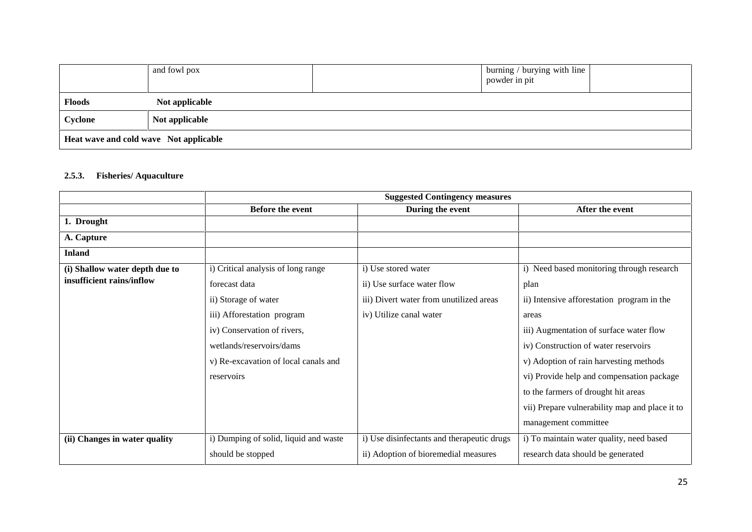| | and fowl pox | | burning / burying with line powder in pit | |
|---|---|---|---|---|
| **Floods** | **Not applicable** | | | |
| **Cyclone** | **Not applicable** | | | |
| **Heat wave and cold wave Not applicable** | | | | |

### 2.5.3. Fisheries/ Aquaculture

| | **Suggested Contingency measures** | | |
|---|---|---|---|
| | **Before the event** | **During the event** | **After the event** |
| **1. Drought** | | | |
| **A. Capture** | | | |
| **Inland** | | | |
| **(i) Shallow water depth due to insufficient rains/inflow** | i) Critical analysis of long range forecast data<br>ii) Storage of water<br>iii) Afforestation program<br>iv) Conservation of rivers, wetlands/reservoirs/dams<br>v) Re-excavation of local canals and reservoirs | i) Use stored water<br>ii) Use surface water flow<br>iii) Divert water from unutilized areas<br>iv) Utilize canal water | i) Need based monitoring through research plan<br>ii) Intensive afforestation program in the areas<br>iii) Augmentation of surface water flow<br>iv) Construction of water reservoirs<br>v) Adoption of rain harvesting methods<br>vi) Provide help and compensation package to the farmers of drought hit areas<br>vii) Prepare vulnerability map and place it to management committee |
| **(ii) Changes in water quality** | i) Dumping of solid, liquid and waste should be stopped | i) Use disinfectants and therapeutic drugs<br>ii) Adoption of bioremedial measures | i) To maintain water quality, need based research data should be generated |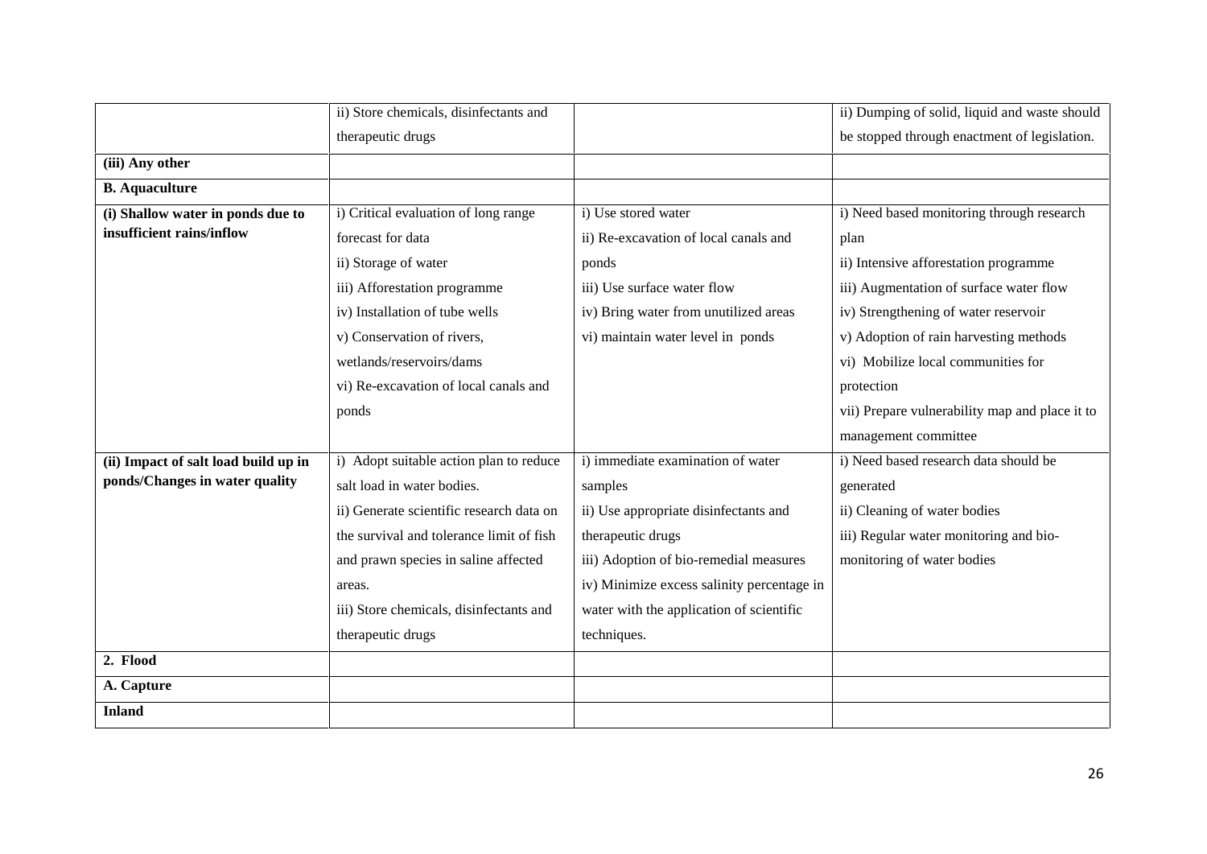| | | | |
|---|---|---|---|
| | ii) Store chemicals, disinfectants and therapeutic drugs | | ii) Dumping of solid, liquid and waste should be stopped through enactment of legislation. |
| **(iii) Any other** | | | |
| **B. Aquaculture** | | | |
| **(i) Shallow water in ponds due to insufficient rains/inflow** | i) Critical evaluation of long range forecast for data<br>ii) Storage of water<br>iii) Afforestation programme<br>iv) Installation of tube wells<br>v) Conservation of rivers, wetlands/reservoirs/dams<br>vi) Re-excavation of local canals and ponds | i) Use stored water<br>ii) Re-excavation of local canals and ponds<br>iii) Use surface water flow<br>iv) Bring water from unutilized areas<br>vi) maintain water level in ponds | i) Need based monitoring through research plan<br>ii) Intensive afforestation programme<br>iii) Augmentation of surface water flow<br>iv) Strengthening of water reservoir<br>v) Adoption of rain harvesting methods<br>vi) Mobilize local communities for protection<br>vii) Prepare vulnerability map and place it to management committee |
| **(ii) Impact of salt load build up in ponds/Changes in water quality** | i) Adopt suitable action plan to reduce salt load in water bodies.<br>ii) Generate scientific research data on the survival and tolerance limit of fish and prawn species in saline affected areas.<br>iii) Store chemicals, disinfectants and therapeutic drugs | i) immediate examination of water samples<br>ii) Use appropriate disinfectants and therapeutic drugs<br>iii) Adoption of bio-remedial measures<br>iv) Minimize excess salinity percentage in water with the application of scientific techniques. | i) Need based research data should be generated<br>ii) Cleaning of water bodies<br>iii) Regular water monitoring and bio-monitoring of water bodies |
| **2. Flood** | | | |
| **A. Capture** | | | |
| **Inland** | | | |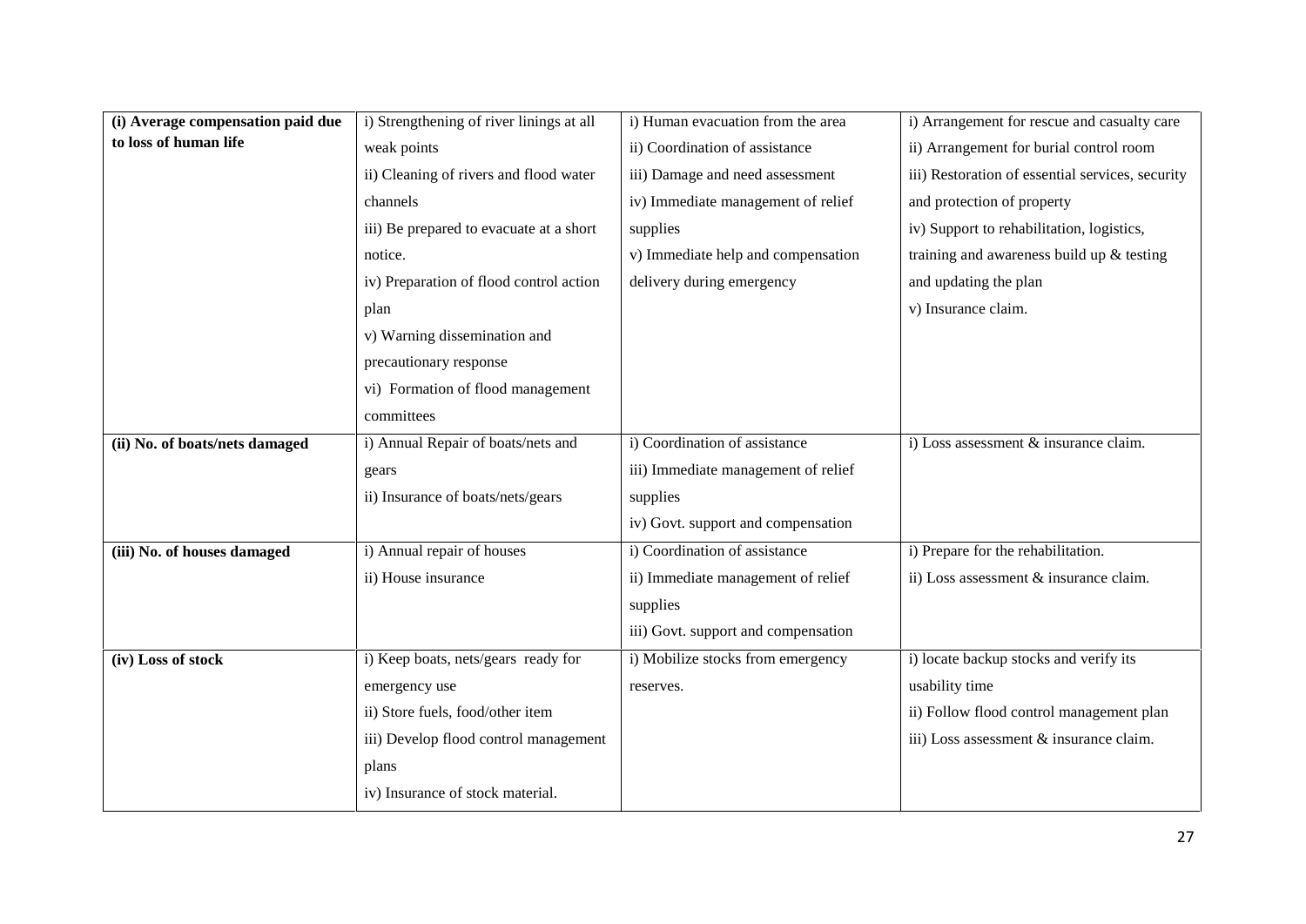| | | | |
|---|---|---|---|
| **(i) Average compensation paid due to loss of human life** | i) Strengthening of river linings at all weak points<br>ii) Cleaning of rivers and flood water channels<br>iii) Be prepared to evacuate at a short notice.<br>iv) Preparation of flood control action plan<br>v) Warning dissemination and precautionary response<br>vi) Formation of flood management committees | i) Human evacuation from the area<br>ii) Coordination of assistance<br>iii) Damage and need assessment<br>iv) Immediate management of relief supplies<br>v) Immediate help and compensation delivery during emergency | i) Arrangement for rescue and casualty care<br>ii) Arrangement for burial control room<br>iii) Restoration of essential services, security and protection of property<br>iv) Support to rehabilitation, logistics, training and awareness build up & testing and updating the plan<br>v) Insurance claim. |
| **(ii) No. of boats/nets damaged** | i) Annual Repair of boats/nets and gears<br>ii) Insurance of boats/nets/gears | i) Coordination of assistance<br>iii) Immediate management of relief supplies<br>iv) Govt. support and compensation | i) Loss assessment & insurance claim. |
| **(iii) No. of houses damaged** | i) Annual repair of houses<br>ii) House insurance | i) Coordination of assistance<br>ii) Immediate management of relief supplies<br>iii) Govt. support and compensation | i) Prepare for the rehabilitation.<br>ii) Loss assessment & insurance claim. |
| **(iv) Loss of stock** | i) Keep boats, nets/gears ready for emergency use<br>ii) Store fuels, food/other item<br>iii) Develop flood control management plans<br>iv) Insurance of stock material. | i) Mobilize stocks from emergency reserves. | i) locate backup stocks and verify its usability time<br>ii) Follow flood control management plan<br>iii) Loss assessment & insurance claim. |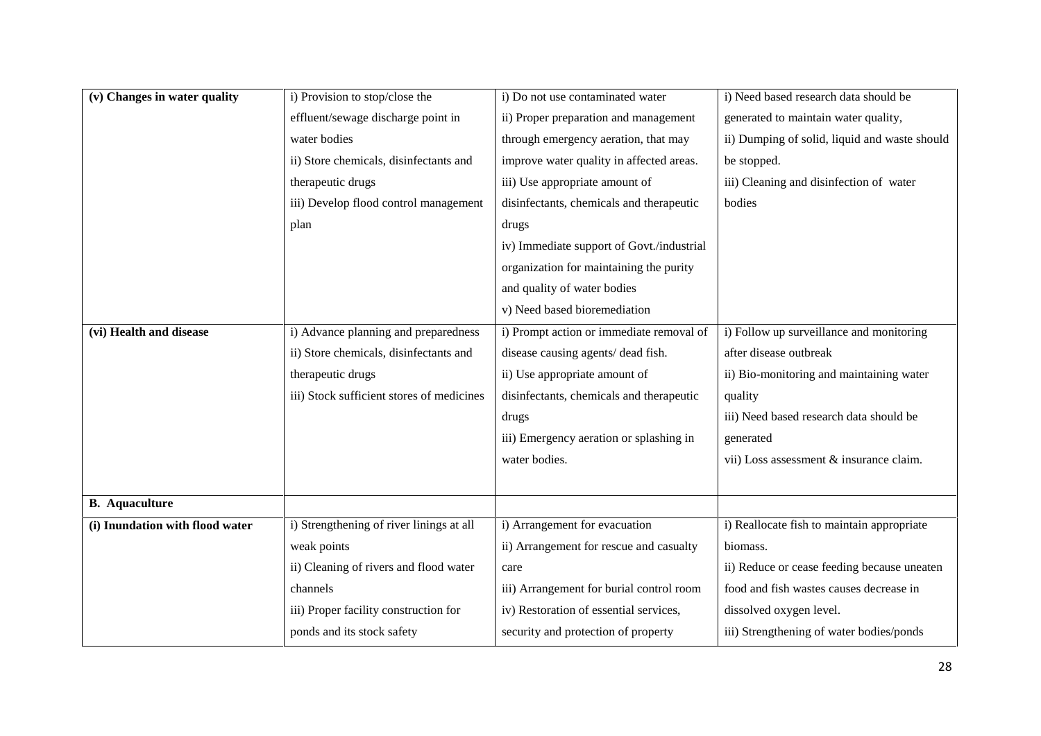| **(v) Changes in water quality** | i) Provision to stop/close the effluent/sewage discharge point in water bodies<br>ii) Store chemicals, disinfectants and therapeutic drugs<br>iii) Develop flood control management plan | i) Do not use contaminated water<br>ii) Proper preparation and management through emergency aeration, that may improve water quality in affected areas.<br>iii) Use appropriate amount of disinfectants, chemicals and therapeutic drugs<br>iv) Immediate support of Govt./industrial organization for maintaining the purity and quality of water bodies<br>v) Need based bioremediation | i) Need based research data should be generated to maintain water quality,<br>ii) Dumping of solid, liquid and waste should be stopped.<br>iii) Cleaning and disinfection of water bodies |
|---|---|---|---|
| **(vi) Health and disease** | i) Advance planning and preparedness<br>ii) Store chemicals, disinfectants and therapeutic drugs<br>iii) Stock sufficient stores of medicines | i) Prompt action or immediate removal of disease causing agents/ dead fish.<br>ii) Use appropriate amount of disinfectants, chemicals and therapeutic drugs<br>iii) Emergency aeration or splashing in water bodies. | i) Follow up surveillance and monitoring after disease outbreak<br>ii) Bio-monitoring and maintaining water quality<br>iii) Need based research data should be generated<br>vii) Loss assessment & insurance claim. |
| **B. Aquaculture** | | | |
| **(i) Inundation with flood water** | i) Strengthening of river linings at all weak points<br>ii) Cleaning of rivers and flood water channels<br>iii) Proper facility construction for ponds and its stock safety | i) Arrangement for evacuation<br>ii) Arrangement for rescue and casualty care<br>iii) Arrangement for burial control room<br>iv) Restoration of essential services, security and protection of property | i) Reallocate fish to maintain appropriate biomass.<br>ii) Reduce or cease feeding because uneaten food and fish wastes causes decrease in dissolved oxygen level.<br>iii) Strengthening of water bodies/ponds |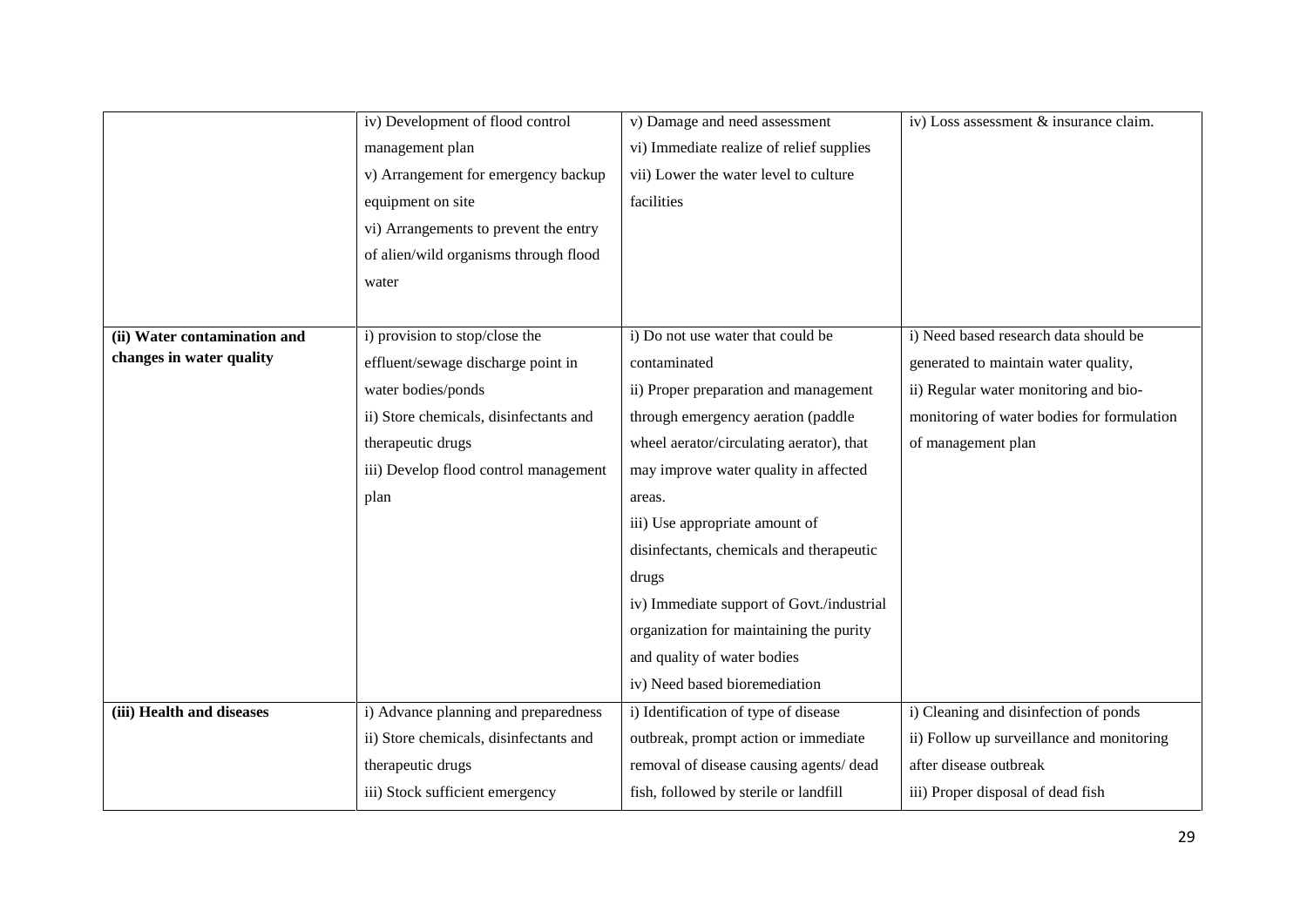| | | | |
|---|---|---|---|
| | iv) Development of flood control management plan<br>v) Arrangement for emergency backup equipment on site<br>vi) Arrangements to prevent the entry of alien/wild organisms through flood water | v) Damage and need assessment<br>vi) Immediate realize of relief supplies<br>vii) Lower the water level to culture facilities | iv) Loss assessment & insurance claim. |
| **(ii) Water contamination and changes in water quality** | i) provision to stop/close the effluent/sewage discharge point in water bodies/ponds<br>ii) Store chemicals, disinfectants and therapeutic drugs<br>iii) Develop flood control management plan | i) Do not use water that could be contaminated<br>ii) Proper preparation and management through emergency aeration (paddle wheel aerator/circulating aerator), that may improve water quality in affected areas.<br>iii) Use appropriate amount of disinfectants, chemicals and therapeutic drugs<br>iv) Immediate support of Govt./industrial organization for maintaining the purity and quality of water bodies<br>iv) Need based bioremediation | i) Need based research data should be generated to maintain water quality,<br>ii) Regular water monitoring and bio-monitoring of water bodies for formulation of management plan |
| **(iii) Health and diseases** | i) Advance planning and preparedness<br>ii) Store chemicals, disinfectants and therapeutic drugs<br>iii) Stock sufficient emergency | i) Identification of type of disease outbreak, prompt action or immediate removal of disease causing agents/ dead fish, followed by sterile or landfill | i) Cleaning and disinfection of ponds<br>ii) Follow up surveillance and monitoring after disease outbreak<br>iii) Proper disposal of dead fish |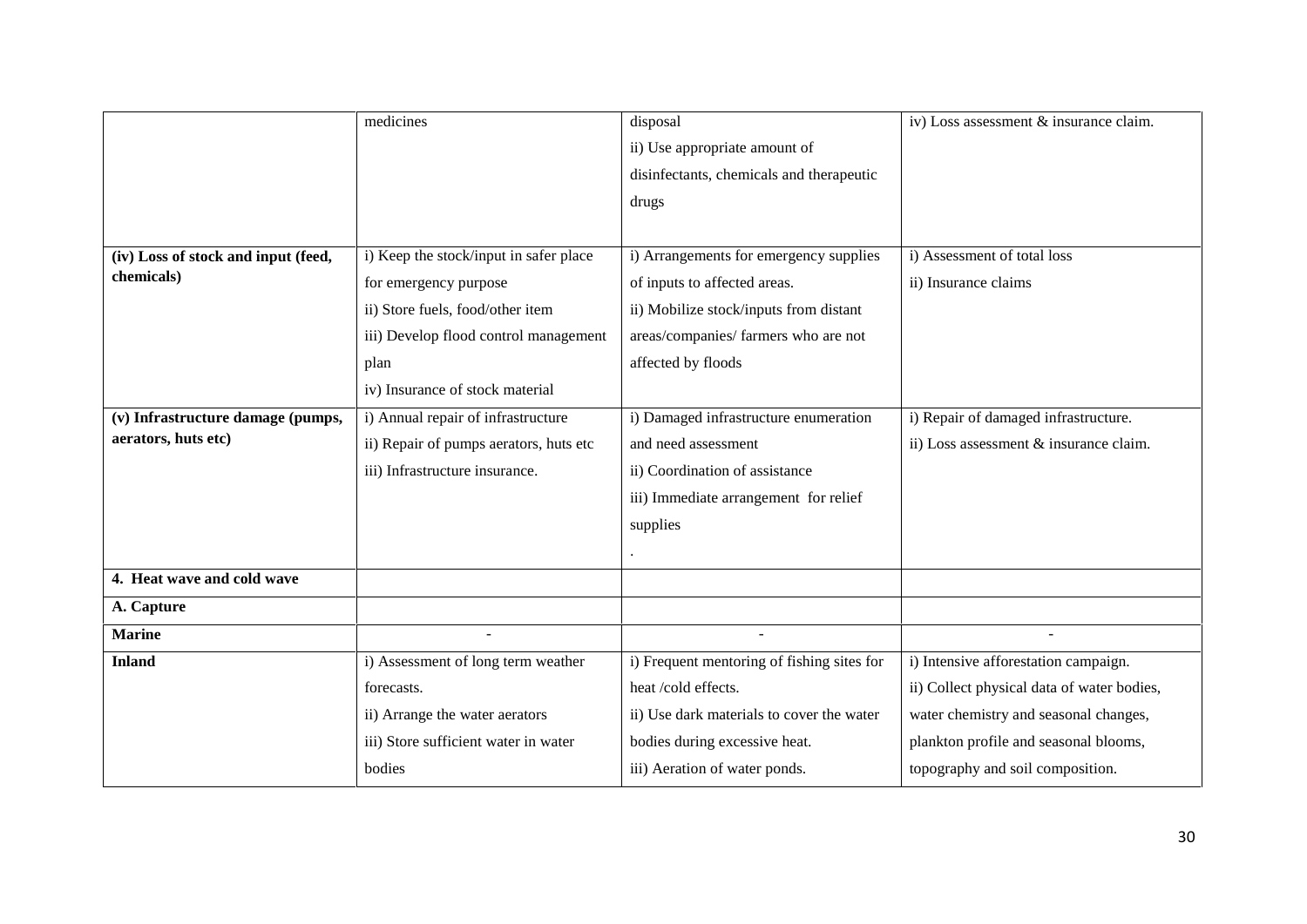| | | | |
|---|---|---|---|
| | medicines | disposal<br>ii) Use appropriate amount of disinfectants, chemicals and therapeutic drugs | iv) Loss assessment & insurance claim. |
| **(iv) Loss of stock and input (feed, chemicals)** | i) Keep the stock/input in safer place for emergency purpose<br>ii) Store fuels, food/other item<br>iii) Develop flood control management plan<br>iv) Insurance of stock material | i) Arrangements for emergency supplies of inputs to affected areas.<br>ii) Mobilize stock/inputs from distant areas/companies/ farmers who are not affected by floods | i) Assessment of total loss<br>ii) Insurance claims |
| **(v) Infrastructure damage (pumps, aerators, huts etc)** | i) Annual repair of infrastructure<br>ii) Repair of pumps aerators, huts etc<br>iii) Infrastructure insurance. | i) Damaged infrastructure enumeration and need assessment<br>ii) Coordination of assistance<br>iii) Immediate arrangement for relief supplies<br>. | i) Repair of damaged infrastructure.<br>ii) Loss assessment & insurance claim. |
| **4. Heat wave and cold wave** | | | |
| **A. Capture** | | | |
| **Marine** | - | - | - |
| **Inland** | i) Assessment of long term weather forecasts.<br>ii) Arrange the water aerators<br>iii) Store sufficient water in water bodies | i) Frequent mentoring of fishing sites for heat /cold effects.<br>ii) Use dark materials to cover the water bodies during excessive heat.<br>iii) Aeration of water ponds. | i) Intensive afforestation campaign.<br>ii) Collect physical data of water bodies, water chemistry and seasonal changes, plankton profile and seasonal blooms, topography and soil composition. |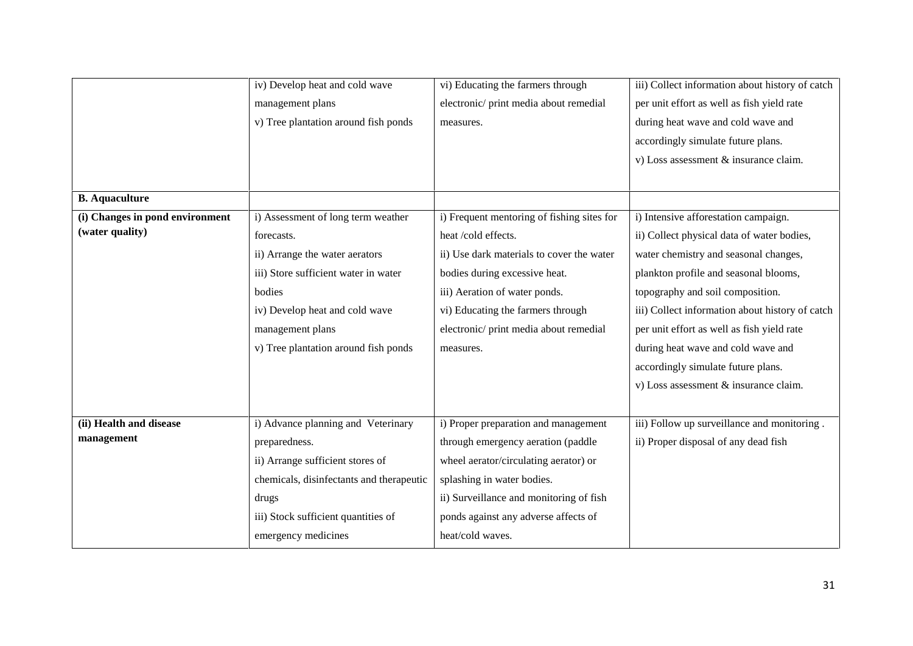| | | | |
|---|---|---|---|
| | iv) Develop heat and cold wave management plans<br>v) Tree plantation around fish ponds | vi) Educating the farmers through electronic/ print media about remedial measures. | iii) Collect information about history of catch per unit effort as well as fish yield rate during heat wave and cold wave and accordingly simulate future plans.<br>v) Loss assessment & insurance claim. |
| **B. Aquaculture** | | | |
| **(i) Changes in pond environment (water quality)** | i) Assessment of long term weather forecasts.<br>ii) Arrange the water aerators<br>iii) Store sufficient water in water bodies<br>iv) Develop heat and cold wave management plans<br>v) Tree plantation around fish ponds | i) Frequent mentoring of fishing sites for heat /cold effects.<br>ii) Use dark materials to cover the water bodies during excessive heat.<br>iii) Aeration of water ponds.<br>vi) Educating the farmers through electronic/ print media about remedial measures. | i) Intensive afforestation campaign.<br>ii) Collect physical data of water bodies, water chemistry and seasonal changes, plankton profile and seasonal blooms, topography and soil composition.<br>iii) Collect information about history of catch per unit effort as well as fish yield rate during heat wave and cold wave and accordingly simulate future plans.<br>v) Loss assessment & insurance claim. |
| **(ii) Health and disease management** | i) Advance planning and Veterinary preparedness.<br>ii) Arrange sufficient stores of chemicals, disinfectants and therapeutic drugs<br>iii) Stock sufficient quantities of emergency medicines | i) Proper preparation and management through emergency aeration (paddle wheel aerator/circulating aerator) or splashing in water bodies.<br>ii) Surveillance and monitoring of fish ponds against any adverse affects of heat/cold waves. | iii) Follow up surveillance and monitoring .<br>ii) Proper disposal of any dead fish |